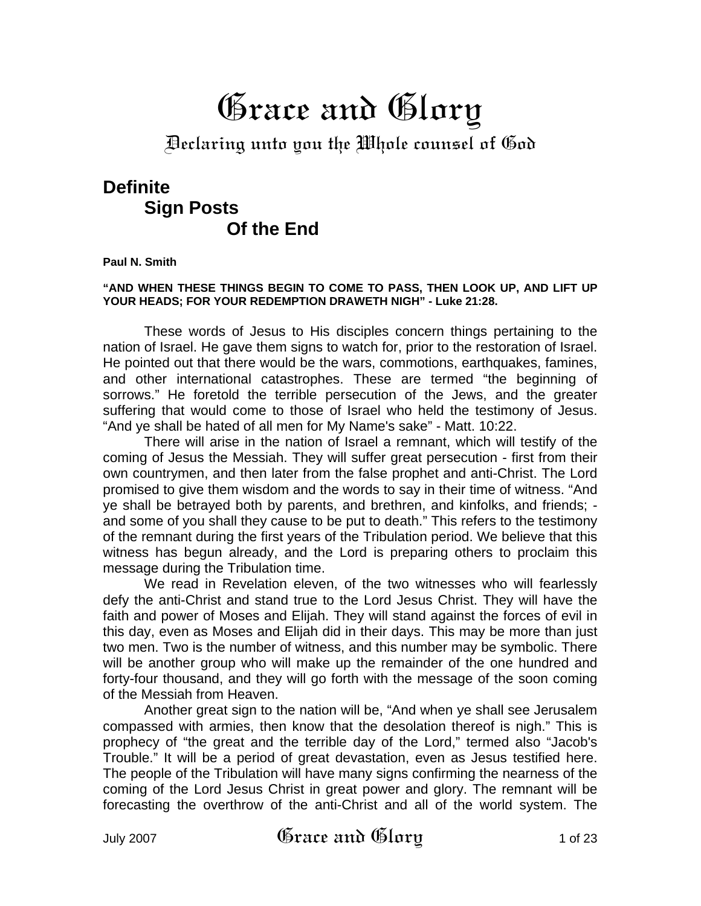# Grace and Glory

## Declaring unto you the Whole counsel of God

## Definite Sign Posts Of the End

**Paul N. Smith**

**"AND WHEN THESE THINGS BEGIN TO COME TO PASS, THEN LOOK UP, AND LIFT UP YOUR HEADS; FOR YOUR REDEMPTION DRAWETH NIGH" - Luke 21:28.**

These words of Jesus to His disciples concern things pertaining to the nation of Israel. He gave them signs to watch for, prior to the restoration of Israel. He pointed out that there would be the wars, commotions, earthquakes, famines, and other international catastrophes. These are termed "the beginning of sorrows." He foretold the terrible persecution of the Jews, and the greater suffering that would come to those of Israel who held the testimony of Jesus. "And ye shall be hated of all men for My Name's sake" - Matt. 10:22.

There will arise in the nation of Israel a remnant, which will testify of the coming of Jesus the Messiah. They will suffer great persecution - first from their own countrymen, and then later from the false prophet and anti-Christ. The Lord promised to give them wisdom and the words to say in their time of witness. "And ye shall be betrayed both by parents, and brethren, and kinfolks, and friends; - and some of you shall they cause to be put to death." This refers to the testimony of the remnant during the first years of the Tribulation period. We believe that this witness has begun already, and the Lord is preparing others to proclaim this message during the Tribulation time.

We read in Revelation eleven, of the two witnesses who will fearlessly defy the anti-Christ and stand true to the Lord Jesus Christ. They will have the faith and power of Moses and Elijah. They will stand against the forces of evil in this day, even as Moses and Elijah did in their days. This may be more than just two men. Two is the number of witness, and this number may be symbolic. There will be another group who will make up the remainder of the one hundred and forty-four thousand, and they will go forth with the message of the soon coming of the Messiah from Heaven.

Another great sign to the nation will be, "And when ye shall see Jerusalem compassed with armies, then know that the desolation thereof is nigh." This is prophecy of "the great and the terrible day of the Lord," termed also "Jacob's Trouble." It will be a period of great devastation, even as Jesus testified here. The people of the Tribulation will have many signs confirming the nearness of the coming of the Lord Jesus Christ in great power and glory. The remnant will be forecasting the overthrow of the anti-Christ and all of the world system. The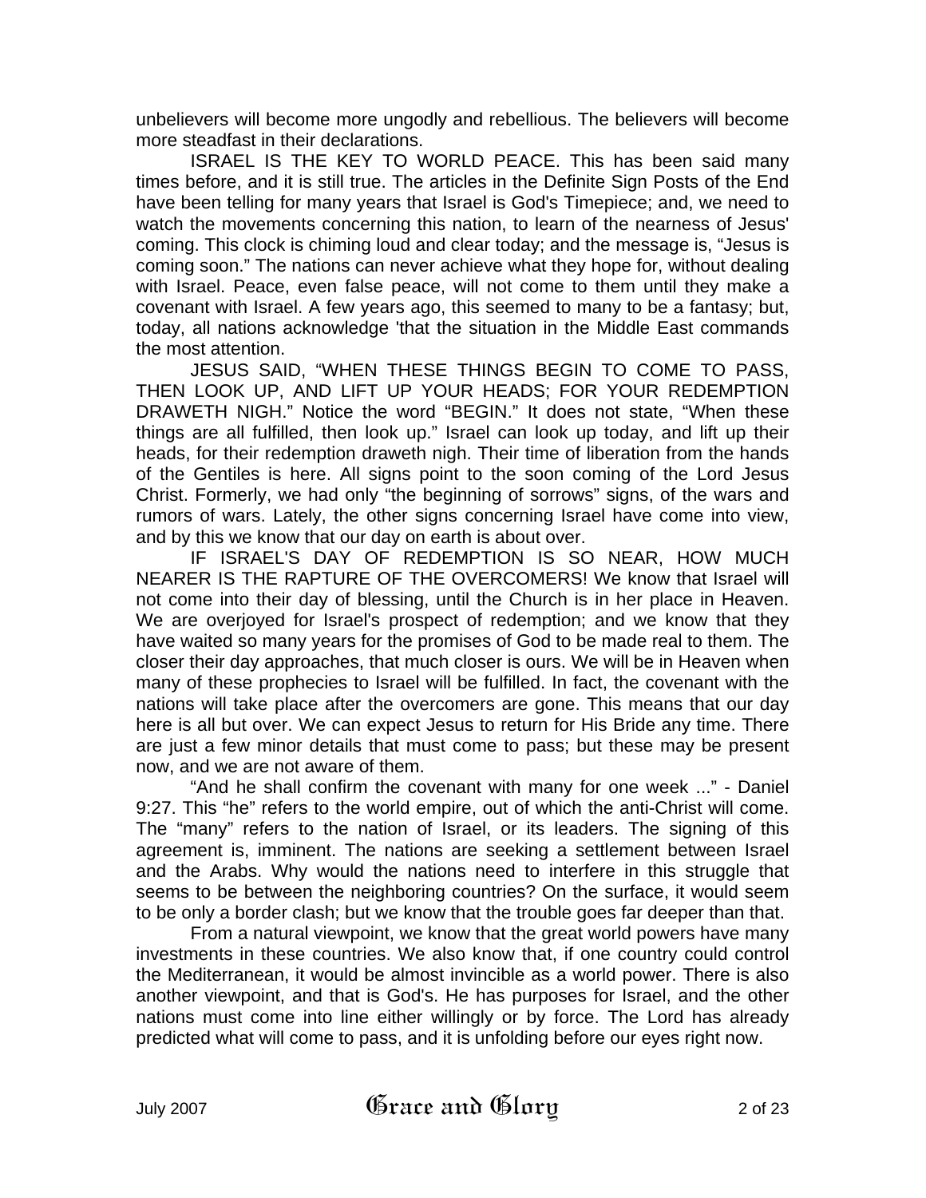unbelievers will become more ungodly and rebellious. The believers will become more steadfast in their declarations.

ISRAEL IS THE KEY TO WORLD PEACE. This has been said many times before, and it is still true. The articles in the Definite Sign Posts of the End have been telling for many years that Israel is God's Timepiece; and, we need to watch the movements concerning this nation, to learn of the nearness of Jesus' coming. This clock is chiming loud and clear today; and the message is, "Jesus is coming soon." The nations can never achieve what they hope for, without dealing with Israel. Peace, even false peace, will not come to them until they make a covenant with Israel. A few years ago, this seemed to many to be a fantasy; but, today, all nations acknowledge 'that the situation in the Middle East commands the most attention.

JESUS SAID, "WHEN THESE THINGS BEGIN TO COME TO PASS, THEN LOOK UP, AND LIFT UP YOUR HEADS; FOR YOUR REDEMPTION DRAWETH NIGH." Notice the word "BEGIN." It does not state, "When these things are all fulfilled, then look up." Israel can look up today, and lift up their heads, for their redemption draweth nigh. Their time of liberation from the hands of the Gentiles is here. All signs point to the soon coming of the Lord Jesus Christ. Formerly, we had only "the beginning of sorrows" signs, of the wars and rumors of wars. Lately, the other signs concerning Israel have come into view, and by this we know that our day on earth is about over.

IF ISRAEL'S DAY OF REDEMPTION IS SO NEAR, HOW MUCH NEARER IS THE RAPTURE OF THE OVERCOMERS! We know that Israel will not come into their day of blessing, until the Church is in her place in Heaven. We are overjoyed for Israel's prospect of redemption; and we know that they have waited so many years for the promises of God to be made real to them. The closer their day approaches, that much closer is ours. We will be in Heaven when many of these prophecies to Israel will be fulfilled. In fact, the covenant with the nations will take place after the overcomers are gone. This means that our day here is all but over. We can expect Jesus to return for His Bride any time. There are just a few minor details that must come to pass; but these may be present now, and we are not aware of them.

"And he shall confirm the covenant with many for one week ..." - Daniel 9:27. This "he" refers to the world empire, out of which the anti-Christ will come. The "many" refers to the nation of Israel, or its leaders. The signing of this agreement is, imminent. The nations are seeking a settlement between Israel and the Arabs. Why would the nations need to interfere in this struggle that seems to be between the neighboring countries? On the surface, it would seem to be only a border clash; but we know that the trouble goes far deeper than that.

From a natural viewpoint, we know that the great world powers have many investments in these countries. We also know that, if one country could control the Mediterranean, it would be almost invincible as a world power. There is also another viewpoint, and that is God's. He has purposes for Israel, and the other nations must come into line either willingly or by force. The Lord has already predicted what will come to pass, and it is unfolding before our eyes right now.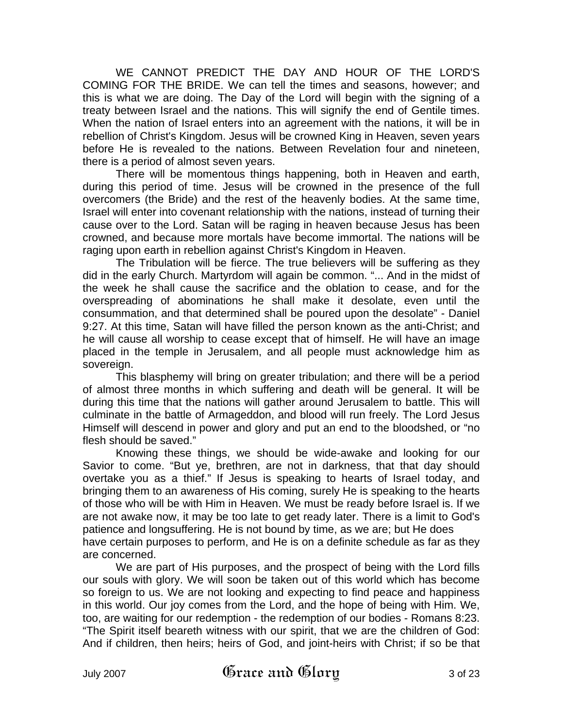WE CANNOT PREDICT THE DAY AND HOUR OF THE LORD'S COMING FOR THE BRIDE. We can tell the times and seasons, however; and this is what we are doing. The Day of the Lord will begin with the signing of a treaty between Israel and the nations. This will signify the end of Gentile times. When the nation of Israel enters into an agreement with the nations, it will be in rebellion of Christ's Kingdom. Jesus will be crowned King in Heaven, seven years before He is revealed to the nations. Between Revelation four and nineteen, there is a period of almost seven years.

There will be momentous things happening, both in Heaven and earth, during this period of time. Jesus will be crowned in the presence of the full overcomers (the Bride) and the rest of the heavenly bodies. At the same time, Israel will enter into covenant relationship with the nations, instead of turning their cause over to the Lord. Satan will be raging in heaven because Jesus has been crowned, and because more mortals have become immortal. The nations will be raging upon earth in rebellion against Christ's Kingdom in Heaven.

The Tribulation will be fierce. The true believers will be suffering as they did in the early Church. Martyrdom will again be common. "... And in the midst of the week he shall cause the sacrifice and the oblation to cease, and for the overspreading of abominations he shall make it desolate, even until the consummation, and that determined shall be poured upon the desolate" - Daniel 9:27. At this time, Satan will have filled the person known as the anti-Christ; and he will cause all worship to cease except that of himself. He will have an image placed in the temple in Jerusalem, and all people must acknowledge him as sovereign.

This blasphemy will bring on greater tribulation; and there will be a period of almost three months in which suffering and death will be general. It will be during this time that the nations will gather around Jerusalem to battle. This will culminate in the battle of Armageddon, and blood will run freely. The Lord Jesus Himself will descend in power and glory and put an end to the bloodshed, or "no flesh should be saved."

Knowing these things, we should be wide-awake and looking for our Savior to come. "But ye, brethren, are not in darkness, that that day should overtake you as a thief." If Jesus is speaking to hearts of Israel today, and bringing them to an awareness of His coming, surely He is speaking to the hearts of those who will be with Him in Heaven. We must be ready before Israel is. If we are not awake now, it may be too late to get ready later. There is a limit to God's patience and longsuffering. He is not bound by time, as we are; but He does have certain purposes to perform, and He is on a definite schedule as far as they are concerned.

We are part of His purposes, and the prospect of being with the Lord fills our souls with glory. We will soon be taken out of this world which has become so foreign to us. We are not looking and expecting to find peace and happiness in this world. Our joy comes from the Lord, and the hope of being with Him. We, too, are waiting for our redemption - the redemption of our bodies - Romans 8:23. "The Spirit itself beareth witness with our spirit, that we are the children of God: And if children, then heirs; heirs of God, and joint-heirs with Christ; if so be that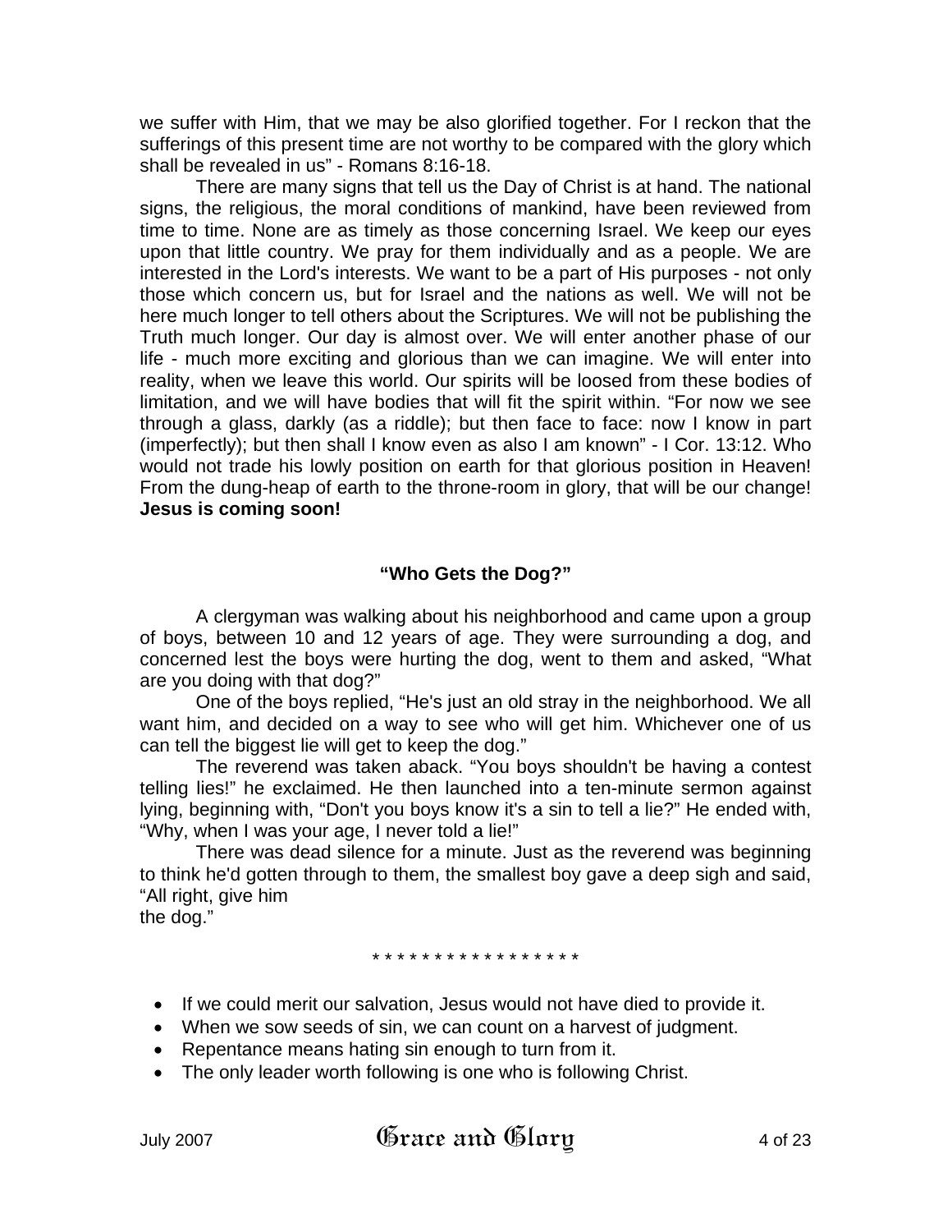we suffer with Him, that we may be also glorified together. For I reckon that the sufferings of this present time are not worthy to be compared with the glory which shall be revealed in us" - Romans 8:16-18.

There are many signs that tell us the Day of Christ is at hand. The national signs, the religious, the moral conditions of mankind, have been reviewed from time to time. None are as timely as those concerning Israel. We keep our eyes upon that little country. We pray for them individually and as a people. We are interested in the Lord's interests. We want to be a part of His purposes - not only those which concern us, but for Israel and the nations as well. We will not be here much longer to tell others about the Scriptures. We will not be publishing the Truth much longer. Our day is almost over. We will enter another phase of our life - much more exciting and glorious than we can imagine. We will enter into reality, when we leave this world. Our spirits will be loosed from these bodies of limitation, and we will have bodies that will fit the spirit within. "For now we see through a glass, darkly (as a riddle); but then face to face: now I know in part (imperfectly); but then shall I know even as also I am known" - I Cor. 13:12. Who would not trade his lowly position on earth for that glorious position in Heaven! From the dung-heap of earth to the throne-room in glory, that will be our change! **Jesus is coming soon!**

## "Who Gets the Dog?"

A clergyman was walking about his neighborhood and came upon a group of boys, between 10 and 12 years of age. They were surrounding a dog, and concerned lest the boys were hurting the dog, went to them and asked, "What are you doing with that dog?"

One of the boys replied, "He's just an old stray in the neighborhood. We all want him, and decided on a way to see who will get him. Whichever one of us can tell the biggest lie will get to keep the dog."

The reverend was taken aback. "You boys shouldn't be having a contest telling lies!" he exclaimed. He then launched into a ten-minute sermon against lying, beginning with, "Don't you boys know it's a sin to tell a lie?" He ended with, "Why, when I was your age, I never told a lie!"

There was dead silence for a minute. Just as the reverend was beginning to think he'd gotten through to them, the smallest boy gave a deep sigh and said, "All right, give him the dog."

\* \* \* \* \* \* \* \* \* \* \* \* \* \* \* \* \*

- If we could merit our salvation, Jesus would not have died to provide it.
- When we sow seeds of sin, we can count on a harvest of judgment.
- Repentance means hating sin enough to turn from it.
- The only leader worth following is one who is following Christ.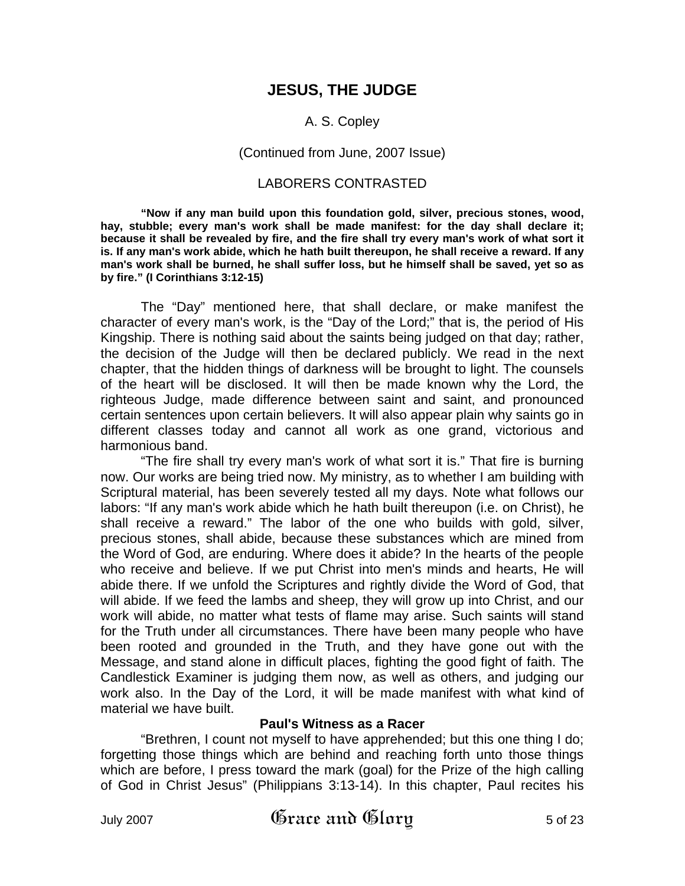# JESUS, THE JUDGE

A. S. Copley

(Continued from June, 2007 Issue)

## LABORERS CONTRASTED

**"Now if any man build upon this foundation gold, silver, precious stones, wood, hay, stubble; every man's work shall be made manifest: for the day shall declare it; because it shall be revealed by fire, and the fire shall try every man's work of what sort it is. If any man's work abide, which he hath built thereupon, he shall receive a reward. If any man's work shall be burned, he shall suffer loss, but he himself shall be saved, yet so as by fire." (I Corinthians 3:12-15)**

The "Day" mentioned here, that shall declare, or make manifest the character of every man's work, is the "Day of the Lord;" that is, the period of His Kingship. There is nothing said about the saints being judged on that day; rather, the decision of the Judge will then be declared publicly. We read in the next chapter, that the hidden things of darkness will be brought to light. The counsels of the heart will be disclosed. It will then be made known why the Lord, the righteous Judge, made difference between saint and saint, and pronounced certain sentences upon certain believers. It will also appear plain why saints go in different classes today and cannot all work as one grand, victorious and harmonious band.

"The fire shall try every man's work of what sort it is." That fire is burning now. Our works are being tried now. My ministry, as to whether I am building with Scriptural material, has been severely tested all my days. Note what follows our labors: "If any man's work abide which he hath built thereupon (i.e. on Christ), he shall receive a reward." The labor of the one who builds with gold, silver, precious stones, shall abide, because these substances which are mined from the Word of God, are enduring. Where does it abide? In the hearts of the people who receive and believe. If we put Christ into men's minds and hearts, He will abide there. If we unfold the Scriptures and rightly divide the Word of God, that will abide. If we feed the lambs and sheep, they will grow up into Christ, and our work will abide, no matter what tests of flame may arise. Such saints will stand for the Truth under all circumstances. There have been many people who have been rooted and grounded in the Truth, and they have gone out with the Message, and stand alone in difficult places, fighting the good fight of faith. The Candlestick Examiner is judging them now, as well as others, and judging our work also. In the Day of the Lord, it will be made manifest with what kind of material we have built.

### Paul's Witness as a Racer

"Brethren, I count not myself to have apprehended; but this one thing I do; forgetting those things which are behind and reaching forth unto those things which are before, I press toward the mark (goal) for the Prize of the high calling of God in Christ Jesus" (Philippians 3:13-14). In this chapter, Paul recites his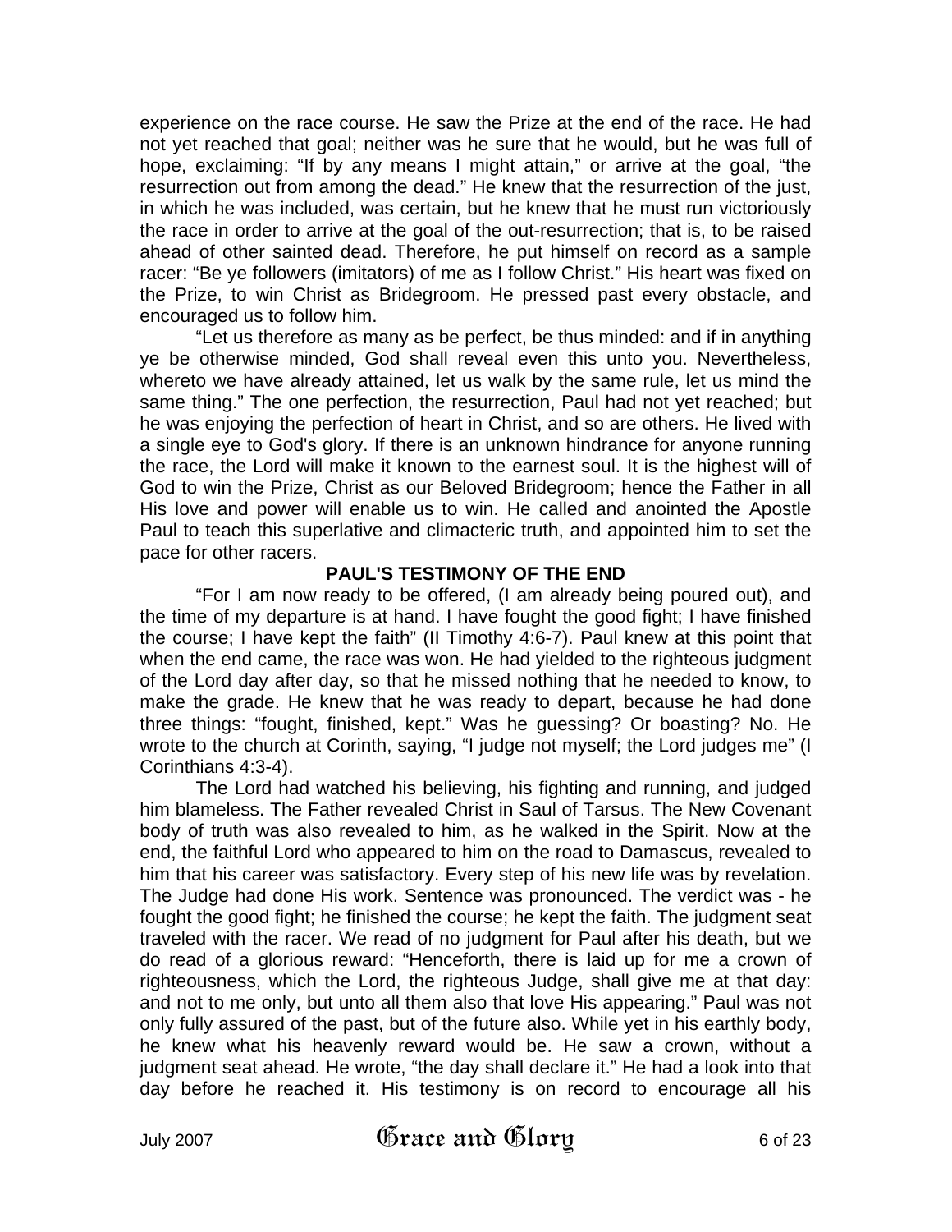experience on the race course. He saw the Prize at the end of the race. He had not yet reached that goal; neither was he sure that he would, but he was full of hope, exclaiming: “If by any means I might attain,” or arrive at the goal, “the resurrection out from among the dead.” He knew that the resurrection of the just, in which he was included, was certain, but he knew that he must run victoriously the race in order to arrive at the goal of the out-resurrection; that is, to be raised ahead of other sainted dead. Therefore, he put himself on record as a sample racer: “Be ye followers (imitators) of me as I follow Christ.” His heart was fixed on the Prize, to win Christ as Bridegroom. He pressed past every obstacle, and encouraged us to follow him.

“Let us therefore as many as be perfect, be thus minded: and if in anything ye be otherwise minded, God shall reveal even this unto you. Nevertheless, whereto we have already attained, let us walk by the same rule, let us mind the same thing.” The one perfection, the resurrection, Paul had not yet reached; but he was enjoying the perfection of heart in Christ, and so are others. He lived with a single eye to God's glory. If there is an unknown hindrance for anyone running the race, the Lord will make it known to the earnest soul. It is the highest will of God to win the Prize, Christ as our Beloved Bridegroom; hence the Father in all His love and power will enable us to win. He called and anointed the Apostle Paul to teach this superlative and climacteric truth, and appointed him to set the pace for other racers.

### PAUL'S TESTIMONY OF THE END

“For I am now ready to be offered, (I am already being poured out), and the time of my departure is at hand. I have fought the good fight; I have finished the course; I have kept the faith” (II Timothy 4:6-7). Paul knew at this point that when the end came, the race was won. He had yielded to the righteous judgment of the Lord day after day, so that he missed nothing that he needed to know, to make the grade. He knew that he was ready to depart, because he had done three things: “fought, finished, kept.” Was he guessing? Or boasting? No. He wrote to the church at Corinth, saying, “I judge not myself; the Lord judges me” (I Corinthians 4:3-4).

The Lord had watched his believing, his fighting and running, and judged him blameless. The Father revealed Christ in Saul of Tarsus. The New Covenant body of truth was also revealed to him, as he walked in the Spirit. Now at the end, the faithful Lord who appeared to him on the road to Damascus, revealed to him that his career was satisfactory. Every step of his new life was by revelation. The Judge had done His work. Sentence was pronounced. The verdict was - he fought the good fight; he finished the course; he kept the faith. The judgment seat traveled with the racer. We read of no judgment for Paul after his death, but we do read of a glorious reward: “Henceforth, there is laid up for me a crown of righteousness, which the Lord, the righteous Judge, shall give me at that day: and not to me only, but unto all them also that love His appearing.” Paul was not only fully assured of the past, but of the future also. While yet in his earthly body, he knew what his heavenly reward would be. He saw a crown, without a judgment seat ahead. He wrote, “the day shall declare it.” He had a look into that day before he reached it. His testimony is on record to encourage all his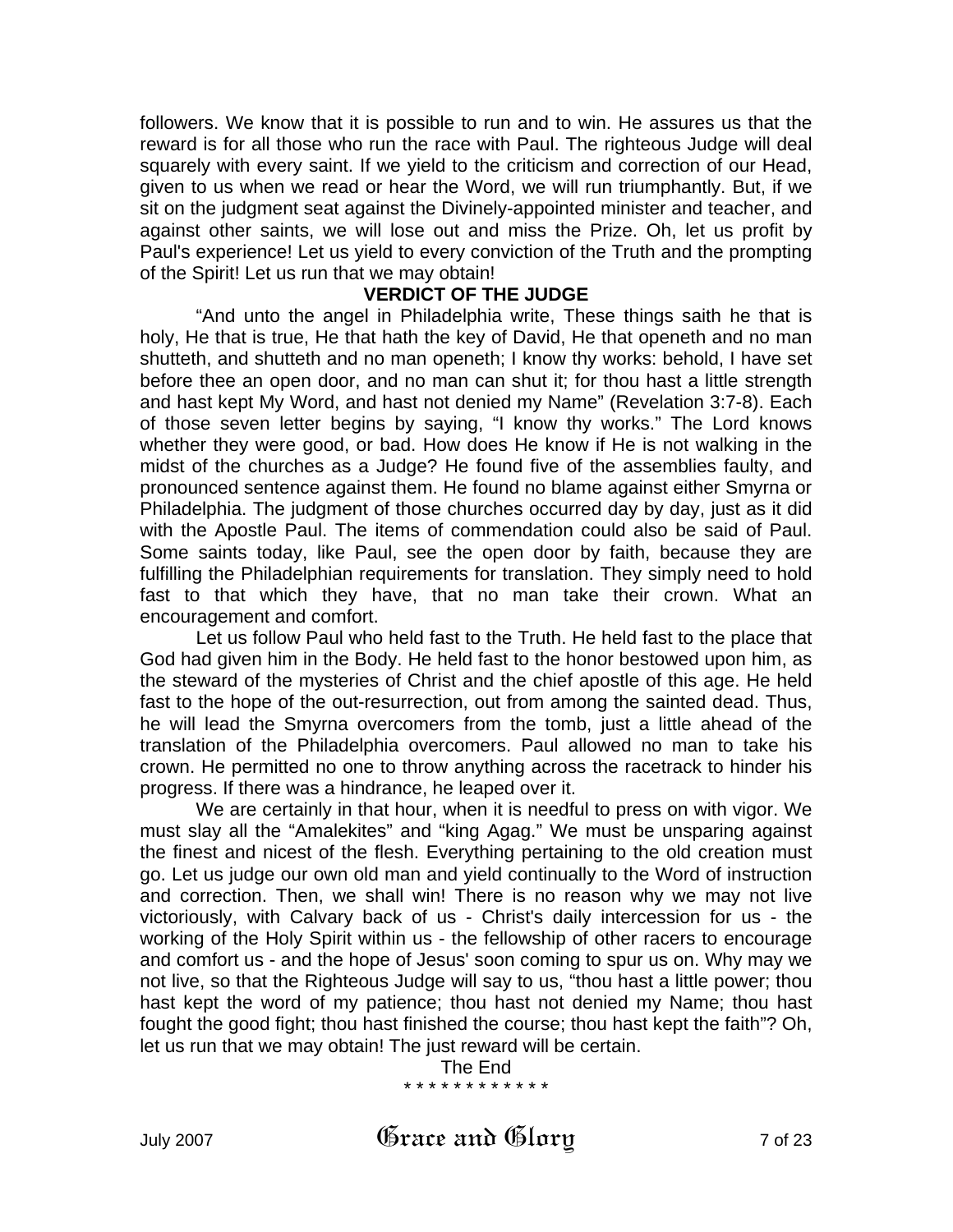followers. We know that it is possible to run and to win. He assures us that the reward is for all those who run the race with Paul. The righteous Judge will deal squarely with every saint. If we yield to the criticism and correction of our Head, given to us when we read or hear the Word, we will run triumphantly. But, if we sit on the judgment seat against the Divinely-appointed minister and teacher, and against other saints, we will lose out and miss the Prize. Oh, let us profit by Paul's experience! Let us yield to every conviction of the Truth and the prompting of the Spirit! Let us run that we may obtain!

**VERDICT OF THE JUDGE**

"And unto the angel in Philadelphia write, These things saith he that is holy, He that is true, He that hath the key of David, He that openeth and no man shutteth, and shutteth and no man openeth; I know thy works: behold, I have set before thee an open door, and no man can shut it; for thou hast a little strength and hast kept My Word, and hast not denied my Name" (Revelation 3:7-8). Each of those seven letter begins by saying, "I know thy works." The Lord knows whether they were good, or bad. How does He know if He is not walking in the midst of the churches as a Judge? He found five of the assemblies faulty, and pronounced sentence against them. He found no blame against either Smyrna or Philadelphia. The judgment of those churches occurred day by day, just as it did with the Apostle Paul. The items of commendation could also be said of Paul. Some saints today, like Paul, see the open door by faith, because they are fulfilling the Philadelphian requirements for translation. They simply need to hold fast to that which they have, that no man take their crown. What an encouragement and comfort.

Let us follow Paul who held fast to the Truth. He held fast to the place that God had given him in the Body. He held fast to the honor bestowed upon him, as the steward of the mysteries of Christ and the chief apostle of this age. He held fast to the hope of the out-resurrection, out from among the sainted dead. Thus, he will lead the Smyrna overcomers from the tomb, just a little ahead of the translation of the Philadelphia overcomers. Paul allowed no man to take his crown. He permitted no one to throw anything across the racetrack to hinder his progress. If there was a hindrance, he leaped over it.

We are certainly in that hour, when it is needful to press on with vigor. We must slay all the "Amalekites" and "king Agag." We must be unsparing against the finest and nicest of the flesh. Everything pertaining to the old creation must go. Let us judge our own old man and yield continually to the Word of instruction and correction. Then, we shall win! There is no reason why we may not live victoriously, with Calvary back of us - Christ's daily intercession for us - the working of the Holy Spirit within us - the fellowship of other racers to encourage and comfort us - and the hope of Jesus' soon coming to spur us on. Why may we not live, so that the Righteous Judge will say to us, "thou hast a little power; thou hast kept the word of my patience; thou hast not denied my Name; thou hast fought the good fight; thou hast finished the course; thou hast kept the faith"? Oh, let us run that we may obtain! The just reward will be certain.

The End

\* \* \* \* \* \* \* \* \* \* \* \*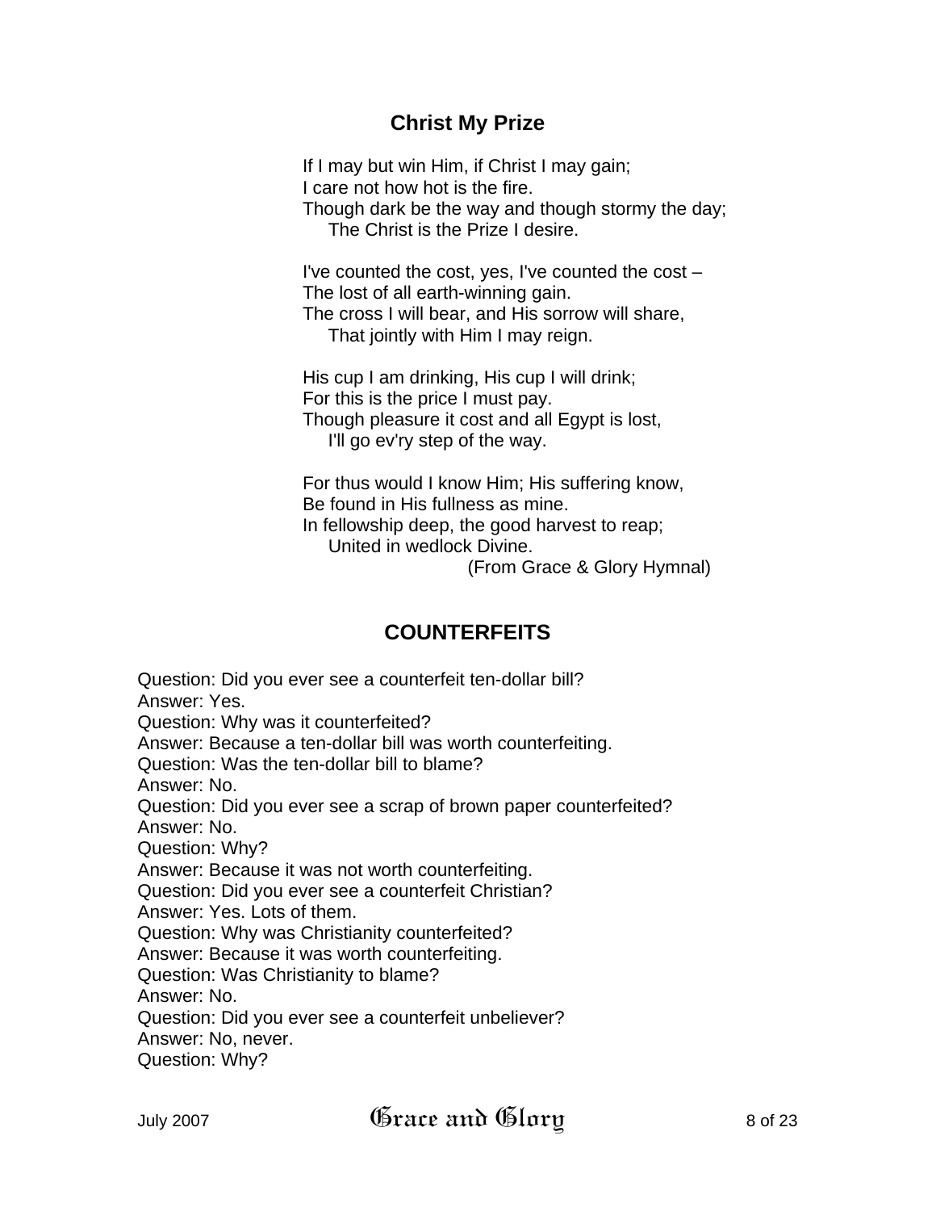## Christ My Prize

If I may but win Him, if Christ I may gain;  
I care not how hot is the fire.  
Though dark be the way and though stormy the day;  
    The Christ is the Prize I desire.

I've counted the cost, yes, I've counted the cost –  
The lost of all earth-winning gain.  
The cross I will bear, and His sorrow will share,  
    That jointly with Him I may reign.

His cup I am drinking, His cup I will drink;  
For this is the price I must pay.  
Though pleasure it cost and all Egypt is lost,  
    I'll go ev'ry step of the way.

For thus would I know Him; His suffering know,  
Be found in His fullness as mine.  
In fellowship deep, the good harvest to reap;  
    United in wedlock Divine.

(From Grace & Glory Hymnal)

## COUNTERFEITS

Question: Did you ever see a counterfeit ten-dollar bill?  
Answer: Yes.  
Question: Why was it counterfeited?  
Answer: Because a ten-dollar bill was worth counterfeiting.  
Question: Was the ten-dollar bill to blame?  
Answer: No.  
Question: Did you ever see a scrap of brown paper counterfeited?  
Answer: No.  
Question: Why?  
Answer: Because it was not worth counterfeiting.  
Question: Did you ever see a counterfeit Christian?  
Answer: Yes. Lots of them.  
Question: Why was Christianity counterfeited?  
Answer: Because it was worth counterfeiting.  
Question: Was Christianity to blame?  
Answer: No.  
Question: Did you ever see a counterfeit unbeliever?  
Answer: No, never.  
Question: Why?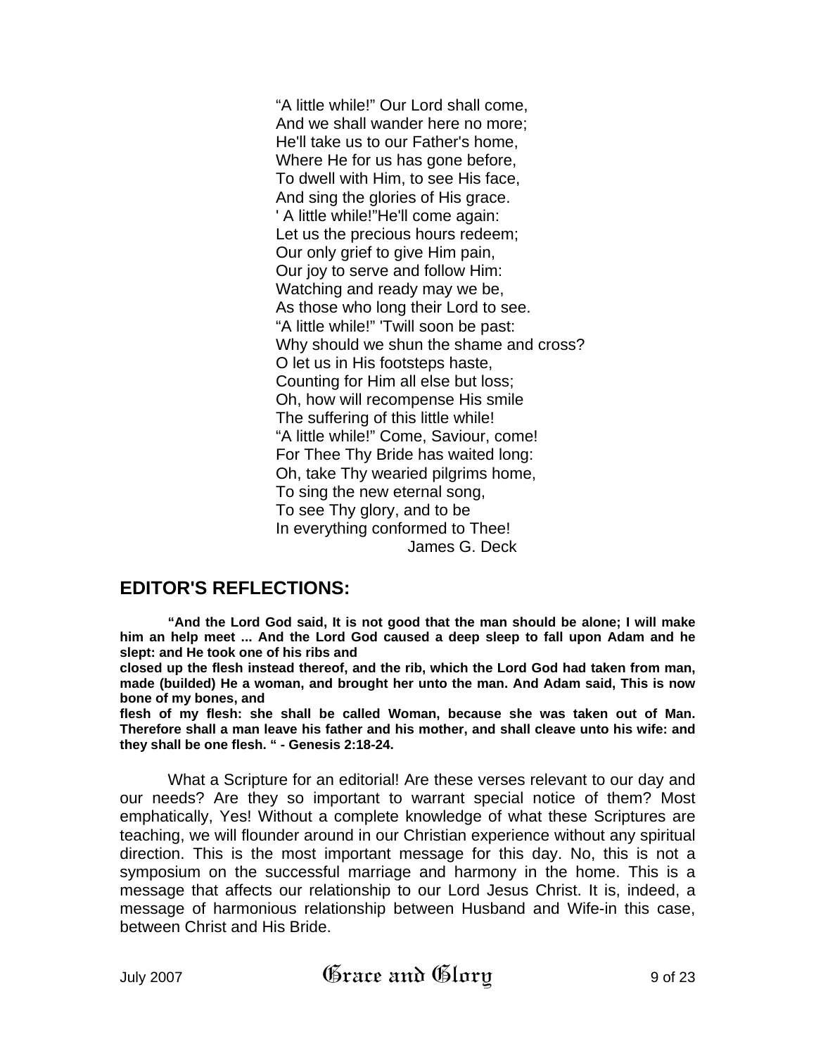"A little while!" Our Lord shall come,
And we shall wander here no more;
He'll take us to our Father's home,
Where He for us has gone before,
To dwell with Him, to see His face,
And sing the glories of His grace.
' A little while!"He'll come again:
Let us the precious hours redeem;
Our only grief to give Him pain,
Our joy to serve and follow Him:
Watching and ready may we be,
As those who long their Lord to see.
"A little while!" 'Twill soon be past:
Why should we shun the shame and cross?
O let us in His footsteps haste,
Counting for Him all else but loss;
Oh, how will recompense His smile
The suffering of this little while!
"A little while!" Come, Saviour, come!
For Thee Thy Bride has waited long:
Oh, take Thy wearied pilgrims home,
To sing the new eternal song,
To see Thy glory, and to be
In everything conformed to Thee!

James G. Deck

## EDITOR'S REFLECTIONS:

**"And the Lord God said, It is not good that the man should be alone; I will make him an help meet ... And the Lord God caused a deep sleep to fall upon Adam and he slept: and He took one of his ribs and closed up the flesh instead thereof, and the rib, which the Lord God had taken from man, made (builded) He a woman, and brought her unto the man. And Adam said, This is now bone of my bones, and flesh of my flesh: she shall be called Woman, because she was taken out of Man. Therefore shall a man leave his father and his mother, and shall cleave unto his wife: and they shall be one flesh. " - Genesis 2:18-24.**

What a Scripture for an editorial! Are these verses relevant to our day and our needs? Are they so important to warrant special notice of them? Most emphatically, Yes! Without a complete knowledge of what these Scriptures are teaching, we will flounder around in our Christian experience without any spiritual direction. This is the most important message for this day. No, this is not a symposium on the successful marriage and harmony in the home. This is a message that affects our relationship to our Lord Jesus Christ. It is, indeed, a message of harmonious relationship between Husband and Wife-in this case, between Christ and His Bride.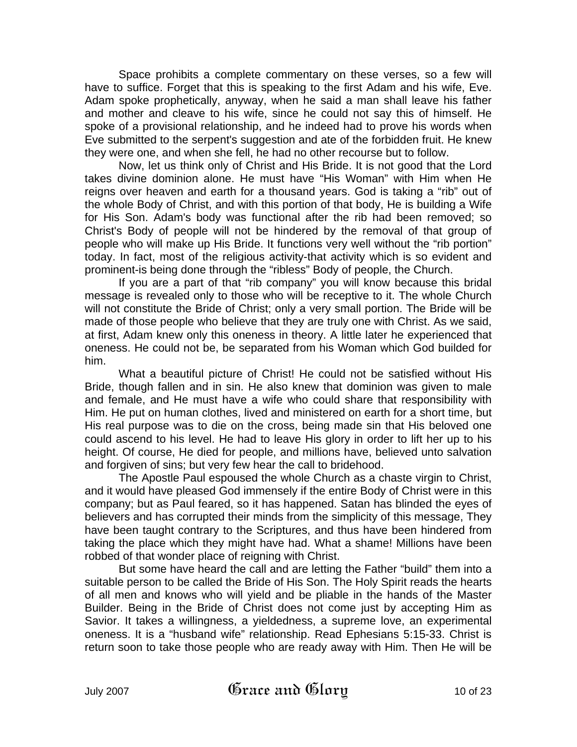Space prohibits a complete commentary on these verses, so a few will have to suffice. Forget that this is speaking to the first Adam and his wife, Eve. Adam spoke prophetically, anyway, when he said a man shall leave his father and mother and cleave to his wife, since he could not say this of himself. He spoke of a provisional relationship, and he indeed had to prove his words when Eve submitted to the serpent's suggestion and ate of the forbidden fruit. He knew they were one, and when she fell, he had no other recourse but to follow.

Now, let us think only of Christ and His Bride. It is not good that the Lord takes divine dominion alone. He must have "His Woman" with Him when He reigns over heaven and earth for a thousand years. God is taking a "rib" out of the whole Body of Christ, and with this portion of that body, He is building a Wife for His Son. Adam's body was functional after the rib had been removed; so Christ's Body of people will not be hindered by the removal of that group of people who will make up His Bride. It functions very well without the "rib portion" today. In fact, most of the religious activity-that activity which is so evident and prominent-is being done through the "ribless" Body of people, the Church.

If you are a part of that "rib company" you will know because this bridal message is revealed only to those who will be receptive to it. The whole Church will not constitute the Bride of Christ; only a very small portion. The Bride will be made of those people who believe that they are truly one with Christ. As we said, at first, Adam knew only this oneness in theory. A little later he experienced that oneness. He could not be, be separated from his Woman which God builded for him.

What a beautiful picture of Christ! He could not be satisfied without His Bride, though fallen and in sin. He also knew that dominion was given to male and female, and He must have a wife who could share that responsibility with Him. He put on human clothes, lived and ministered on earth for a short time, but His real purpose was to die on the cross, being made sin that His beloved one could ascend to his level. He had to leave His glory in order to lift her up to his height. Of course, He died for people, and millions have, believed unto salvation and forgiven of sins; but very few hear the call to bridehood.

The Apostle Paul espoused the whole Church as a chaste virgin to Christ, and it would have pleased God immensely if the entire Body of Christ were in this company; but as Paul feared, so it has happened. Satan has blinded the eyes of believers and has corrupted their minds from the simplicity of this message, They have been taught contrary to the Scriptures, and thus have been hindered from taking the place which they might have had. What a shame! Millions have been robbed of that wonder place of reigning with Christ.

But some have heard the call and are letting the Father "build" them into a suitable person to be called the Bride of His Son. The Holy Spirit reads the hearts of all men and knows who will yield and be pliable in the hands of the Master Builder. Being in the Bride of Christ does not come just by accepting Him as Savior. It takes a willingness, a yieldedness, a supreme love, an experimental oneness. It is a "husband wife" relationship. Read Ephesians 5:15-33. Christ is return soon to take those people who are ready away with Him. Then He will be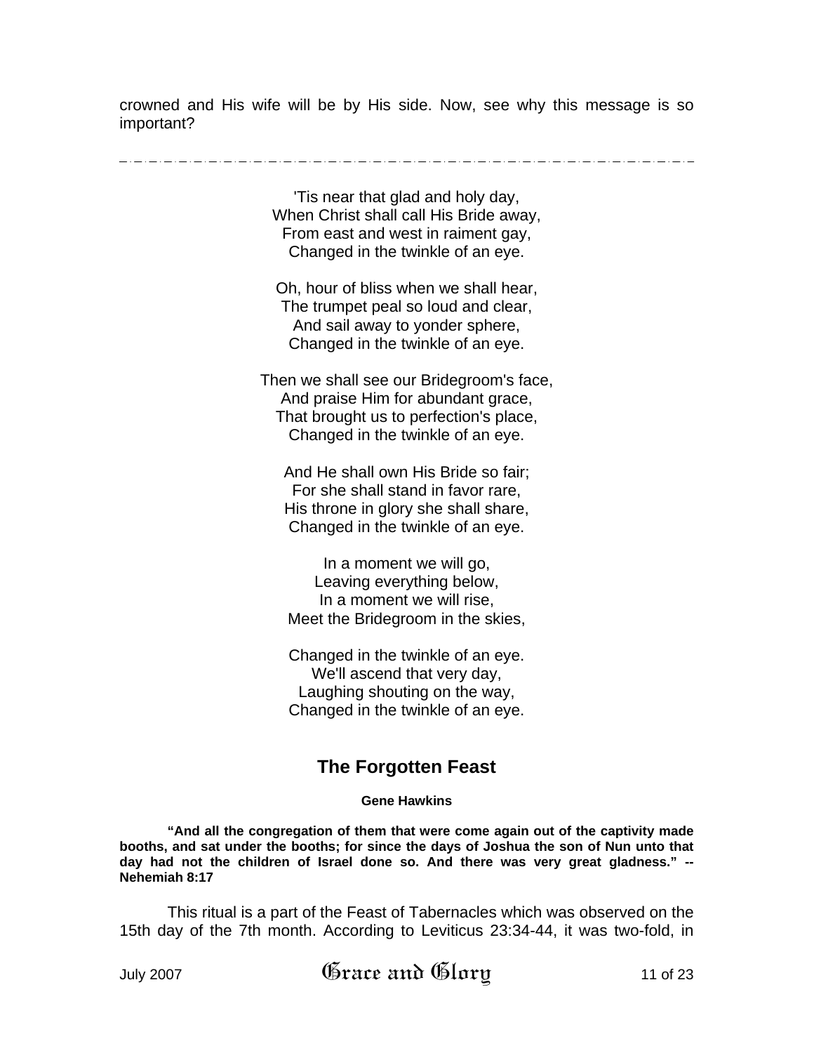crowned and His wife will be by His side. Now, see why this message is so important?

---

'Tis near that glad and holy day,
When Christ shall call His Bride away,
From east and west in raiment gay,
Changed in the twinkle of an eye.

Oh, hour of bliss when we shall hear,
The trumpet peal so loud and clear,
And sail away to yonder sphere,
Changed in the twinkle of an eye.

Then we shall see our Bridegroom's face,
And praise Him for abundant grace,
That brought us to perfection's place,
Changed in the twinkle of an eye.

And He shall own His Bride so fair;
For she shall stand in favor rare,
His throne in glory she shall share,
Changed in the twinkle of an eye.

In a moment we will go,
Leaving everything below,
In a moment we will rise,
Meet the Bridegroom in the skies,

Changed in the twinkle of an eye.
We'll ascend that very day,
Laughing shouting on the way,
Changed in the twinkle of an eye.

## The Forgotten Feast

**Gene Hawkins**

**"And all the congregation of them that were come again out of the captivity made booths, and sat under the booths; for since the days of Joshua the son of Nun unto that day had not the children of Israel done so. And there was very great gladness." -- Nehemiah 8:17**

This ritual is a part of the Feast of Tabernacles which was observed on the 15th day of the 7th month. According to Leviticus 23:34-44, it was two-fold, in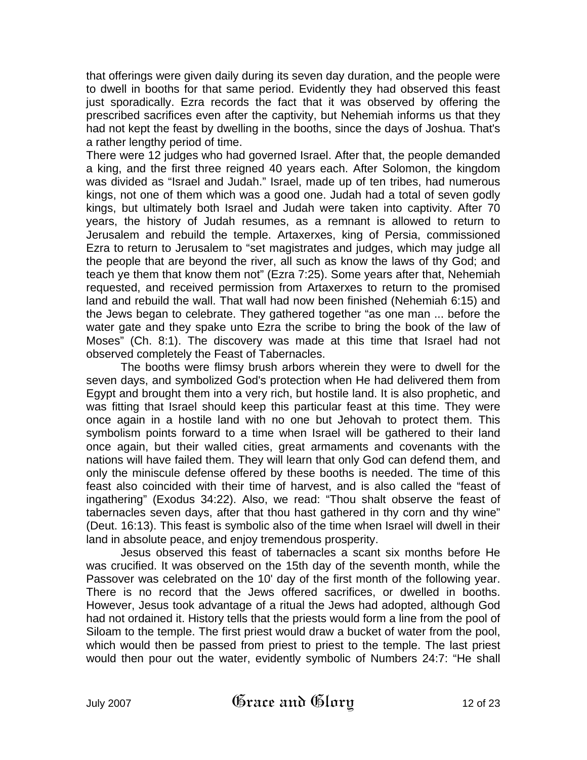that offerings were given daily during its seven day duration, and the people were to dwell in booths for that same period. Evidently they had observed this feast just sporadically. Ezra records the fact that it was observed by offering the prescribed sacrifices even after the captivity, but Nehemiah informs us that they had not kept the feast by dwelling in the booths, since the days of Joshua. That's a rather lengthy period of time.

There were 12 judges who had governed Israel. After that, the people demanded a king, and the first three reigned 40 years each. After Solomon, the kingdom was divided as "Israel and Judah." Israel, made up of ten tribes, had numerous kings, not one of them which was a good one. Judah had a total of seven godly kings, but ultimately both Israel and Judah were taken into captivity. After 70 years, the history of Judah resumes, as a remnant is allowed to return to Jerusalem and rebuild the temple. Artaxerxes, king of Persia, commissioned Ezra to return to Jerusalem to "set magistrates and judges, which may judge all the people that are beyond the river, all such as know the laws of thy God; and teach ye them that know them not" (Ezra 7:25). Some years after that, Nehemiah requested, and received permission from Artaxerxes to return to the promised land and rebuild the wall. That wall had now been finished (Nehemiah 6:15) and the Jews began to celebrate. They gathered together "as one man ... before the water gate and they spake unto Ezra the scribe to bring the book of the law of Moses" (Ch. 8:1). The discovery was made at this time that Israel had not observed completely the Feast of Tabernacles.

The booths were flimsy brush arbors wherein they were to dwell for the seven days, and symbolized God's protection when He had delivered them from Egypt and brought them into a very rich, but hostile land. It is also prophetic, and was fitting that Israel should keep this particular feast at this time. They were once again in a hostile land with no one but Jehovah to protect them. This symbolism points forward to a time when Israel will be gathered to their land once again, but their walled cities, great armaments and covenants with the nations will have failed them. They will learn that only God can defend them, and only the miniscule defense offered by these booths is needed. The time of this feast also coincided with their time of harvest, and is also called the "feast of ingathering" (Exodus 34:22). Also, we read: "Thou shalt observe the feast of tabernacles seven days, after that thou hast gathered in thy corn and thy wine" (Deut. 16:13). This feast is symbolic also of the time when Israel will dwell in their land in absolute peace, and enjoy tremendous prosperity.

Jesus observed this feast of tabernacles a scant six months before He was crucified. It was observed on the 15th day of the seventh month, while the Passover was celebrated on the 10' day of the first month of the following year. There is no record that the Jews offered sacrifices, or dwelled in booths. However, Jesus took advantage of a ritual the Jews had adopted, although God had not ordained it. History tells that the priests would form a line from the pool of Siloam to the temple. The first priest would draw a bucket of water from the pool, which would then be passed from priest to priest to the temple. The last priest would then pour out the water, evidently symbolic of Numbers 24:7: "He shall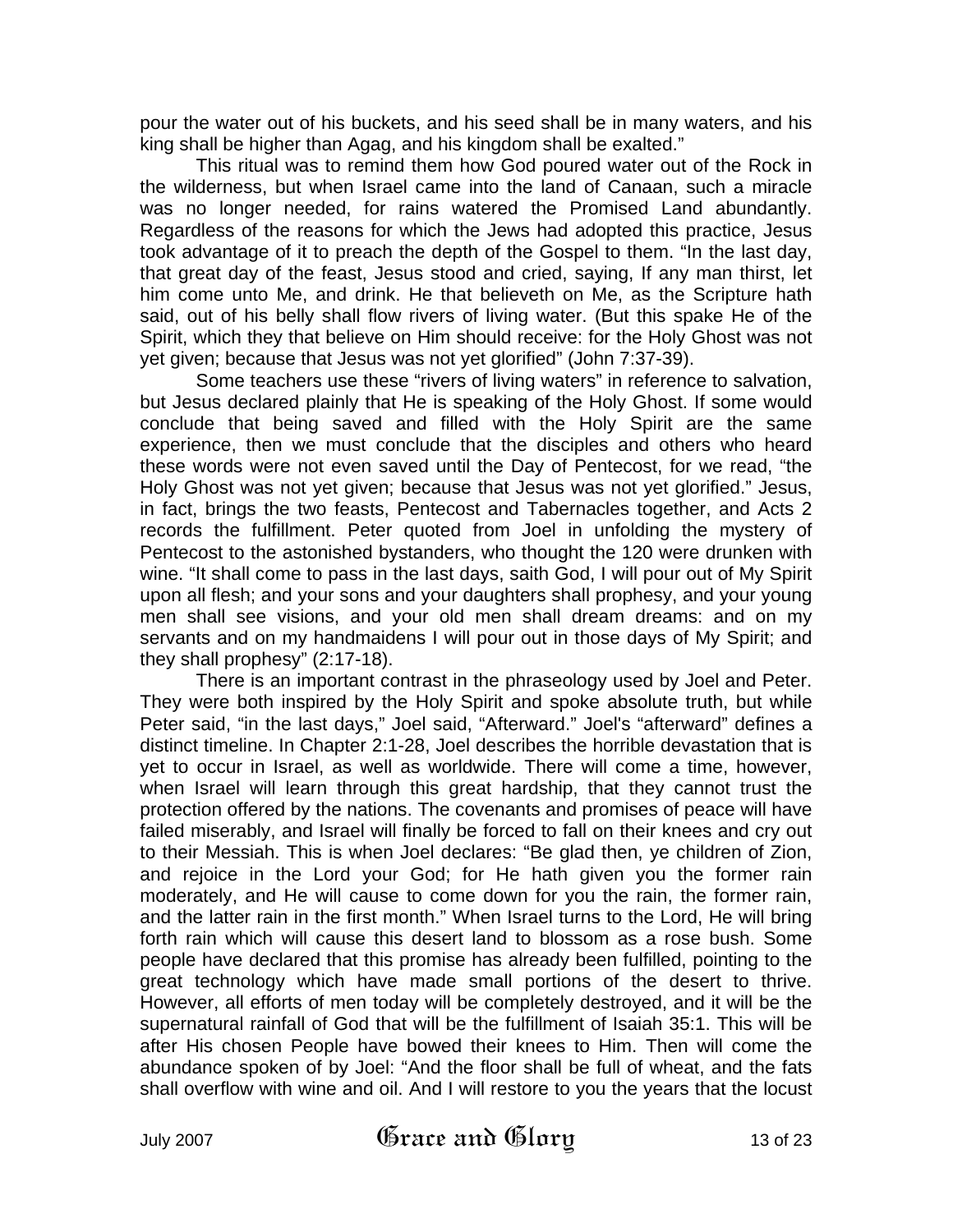pour the water out of his buckets, and his seed shall be in many waters, and his king shall be higher than Agag, and his kingdom shall be exalted."

This ritual was to remind them how God poured water out of the Rock in the wilderness, but when Israel came into the land of Canaan, such a miracle was no longer needed, for rains watered the Promised Land abundantly. Regardless of the reasons for which the Jews had adopted this practice, Jesus took advantage of it to preach the depth of the Gospel to them. "In the last day, that great day of the feast, Jesus stood and cried, saying, If any man thirst, let him come unto Me, and drink. He that believeth on Me, as the Scripture hath said, out of his belly shall flow rivers of living water. (But this spake He of the Spirit, which they that believe on Him should receive: for the Holy Ghost was not yet given; because that Jesus was not yet glorified" (John 7:37-39).

Some teachers use these "rivers of living waters" in reference to salvation, but Jesus declared plainly that He is speaking of the Holy Ghost. If some would conclude that being saved and filled with the Holy Spirit are the same experience, then we must conclude that the disciples and others who heard these words were not even saved until the Day of Pentecost, for we read, "the Holy Ghost was not yet given; because that Jesus was not yet glorified." Jesus, in fact, brings the two feasts, Pentecost and Tabernacles together, and Acts 2 records the fulfillment. Peter quoted from Joel in unfolding the mystery of Pentecost to the astonished bystanders, who thought the 120 were drunken with wine. "It shall come to pass in the last days, saith God, I will pour out of My Spirit upon all flesh; and your sons and your daughters shall prophesy, and your young men shall see visions, and your old men shall dream dreams: and on my servants and on my handmaidens I will pour out in those days of My Spirit; and they shall prophesy" (2:17-18).

There is an important contrast in the phraseology used by Joel and Peter. They were both inspired by the Holy Spirit and spoke absolute truth, but while Peter said, "in the last days," Joel said, "Afterward." Joel's "afterward" defines a distinct timeline. In Chapter 2:1-28, Joel describes the horrible devastation that is yet to occur in Israel, as well as worldwide. There will come a time, however, when Israel will learn through this great hardship, that they cannot trust the protection offered by the nations. The covenants and promises of peace will have failed miserably, and Israel will finally be forced to fall on their knees and cry out to their Messiah. This is when Joel declares: "Be glad then, ye children of Zion, and rejoice in the Lord your God; for He hath given you the former rain moderately, and He will cause to come down for you the rain, the former rain, and the latter rain in the first month." When Israel turns to the Lord, He will bring forth rain which will cause this desert land to blossom as a rose bush. Some people have declared that this promise has already been fulfilled, pointing to the great technology which have made small portions of the desert to thrive. However, all efforts of men today will be completely destroyed, and it will be the supernatural rainfall of God that will be the fulfillment of Isaiah 35:1. This will be after His chosen People have bowed their knees to Him. Then will come the abundance spoken of by Joel: "And the floor shall be full of wheat, and the fats shall overflow with wine and oil. And I will restore to you the years that the locust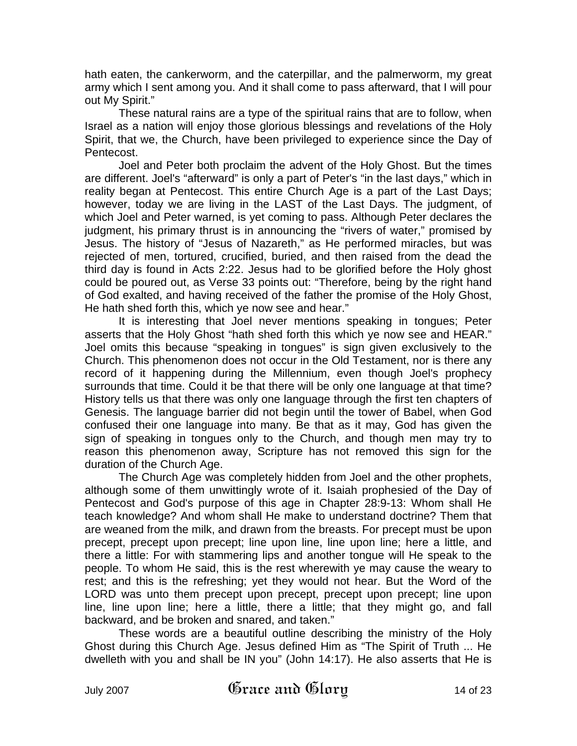hath eaten, the cankerworm, and the caterpillar, and the palmerworm, my great army which I sent among you. And it shall come to pass afterward, that I will pour out My Spirit."

These natural rains are a type of the spiritual rains that are to follow, when Israel as a nation will enjoy those glorious blessings and revelations of the Holy Spirit, that we, the Church, have been privileged to experience since the Day of Pentecost.

Joel and Peter both proclaim the advent of the Holy Ghost. But the times are different. Joel's "afterward" is only a part of Peter's "in the last days," which in reality began at Pentecost. This entire Church Age is a part of the Last Days; however, today we are living in the LAST of the Last Days. The judgment, of which Joel and Peter warned, is yet coming to pass. Although Peter declares the judgment, his primary thrust is in announcing the "rivers of water," promised by Jesus. The history of "Jesus of Nazareth," as He performed miracles, but was rejected of men, tortured, crucified, buried, and then raised from the dead the third day is found in Acts 2:22. Jesus had to be glorified before the Holy ghost could be poured out, as Verse 33 points out: "Therefore, being by the right hand of God exalted, and having received of the father the promise of the Holy Ghost, He hath shed forth this, which ye now see and hear."

It is interesting that Joel never mentions speaking in tongues; Peter asserts that the Holy Ghost "hath shed forth this which ye now see and HEAR." Joel omits this because "speaking in tongues" is sign given exclusively to the Church. This phenomenon does not occur in the Old Testament, nor is there any record of it happening during the Millennium, even though Joel's prophecy surrounds that time. Could it be that there will be only one language at that time? History tells us that there was only one language through the first ten chapters of Genesis. The language barrier did not begin until the tower of Babel, when God confused their one language into many. Be that as it may, God has given the sign of speaking in tongues only to the Church, and though men may try to reason this phenomenon away, Scripture has not removed this sign for the duration of the Church Age.

The Church Age was completely hidden from Joel and the other prophets, although some of them unwittingly wrote of it. Isaiah prophesied of the Day of Pentecost and God's purpose of this age in Chapter 28:9-13: Whom shall He teach knowledge? And whom shall He make to understand doctrine? Them that are weaned from the milk, and drawn from the breasts. For precept must be upon precept, precept upon precept; line upon line, line upon line; here a little, and there a little: For with stammering lips and another tongue will He speak to the people. To whom He said, this is the rest wherewith ye may cause the weary to rest; and this is the refreshing; yet they would not hear. But the Word of the LORD was unto them precept upon precept, precept upon precept; line upon line, line upon line; here a little, there a little; that they might go, and fall backward, and be broken and snared, and taken."

These words are a beautiful outline describing the ministry of the Holy Ghost during this Church Age. Jesus defined Him as "The Spirit of Truth ... He dwelleth with you and shall be IN you" (John 14:17). He also asserts that He is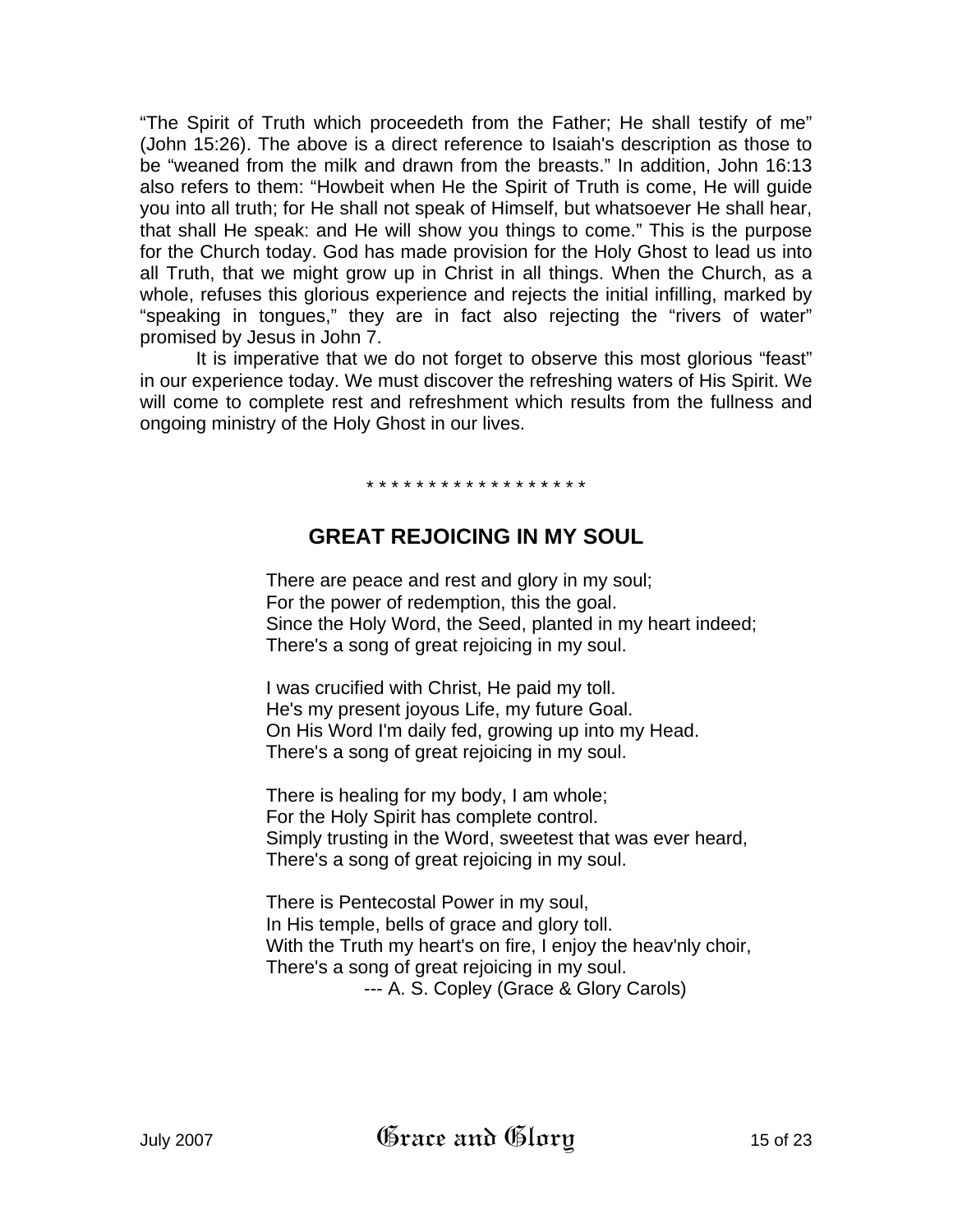"The Spirit of Truth which proceedeth from the Father; He shall testify of me" (John 15:26). The above is a direct reference to Isaiah's description as those to be "weaned from the milk and drawn from the breasts." In addition, John 16:13 also refers to them: "Howbeit when He the Spirit of Truth is come, He will guide you into all truth; for He shall not speak of Himself, but whatsoever He shall hear, that shall He speak: and He will show you things to come." This is the purpose for the Church today. God has made provision for the Holy Ghost to lead us into all Truth, that we might grow up in Christ in all things. When the Church, as a whole, refuses this glorious experience and rejects the initial infilling, marked by "speaking in tongues," they are in fact also rejecting the "rivers of water" promised by Jesus in John 7.

It is imperative that we do not forget to observe this most glorious "feast" in our experience today. We must discover the refreshing waters of His Spirit. We will come to complete rest and refreshment which results from the fullness and ongoing ministry of the Holy Ghost in our lives.

* * * * * * * * * * * * * * * * * *

## GREAT REJOICING IN MY SOUL

There are peace and rest and glory in my soul;
For the power of redemption, this the goal.
Since the Holy Word, the Seed, planted in my heart indeed;
There's a song of great rejoicing in my soul.

I was crucified with Christ, He paid my toll.
He's my present joyous Life, my future Goal.
On His Word I'm daily fed, growing up into my Head.
There's a song of great rejoicing in my soul.

There is healing for my body, I am whole;
For the Holy Spirit has complete control.
Simply trusting in the Word, sweetest that was ever heard,
There's a song of great rejoicing in my soul.

There is Pentecostal Power in my soul,
In His temple, bells of grace and glory toll.
With the Truth my heart's on fire, I enjoy the heav'nly choir,
There's a song of great rejoicing in my soul.

--- A. S. Copley (Grace & Glory Carols)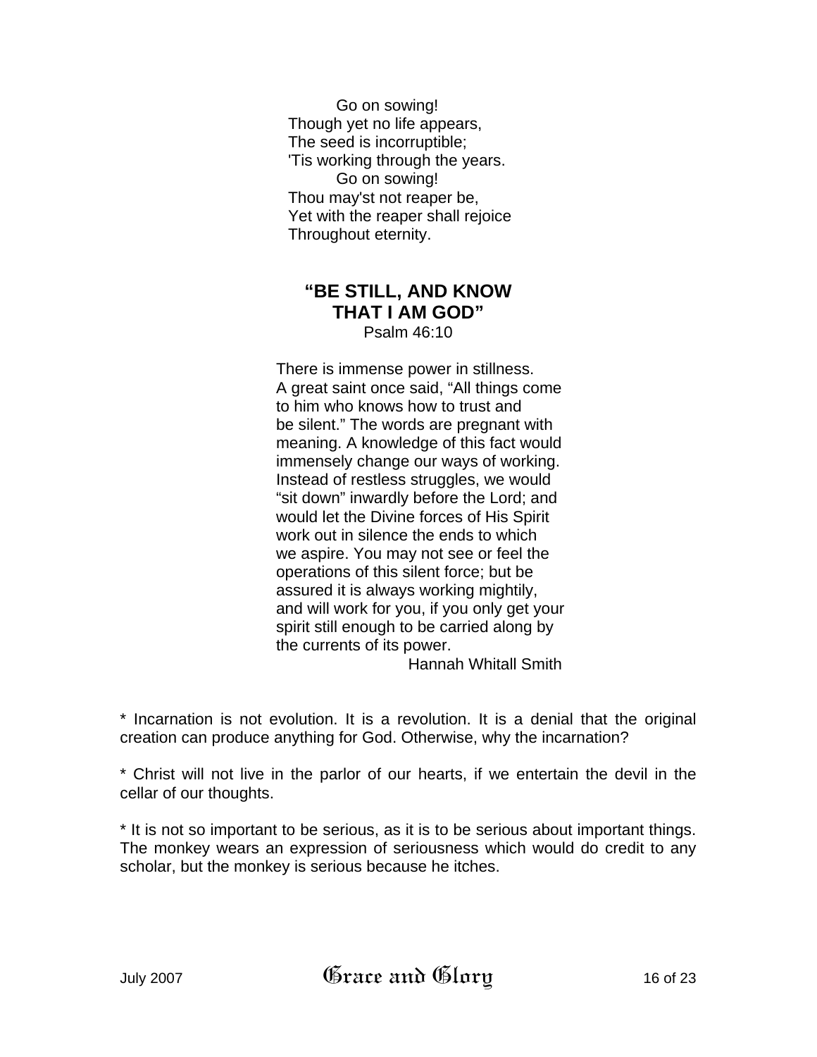Go on sowing!  
Though yet no life appears,  
The seed is incorruptible;  
'Tis working through the years.  
Go on sowing!  
Thou may'st not reaper be,  
Yet with the reaper shall rejoice  
Throughout eternity.

## “BE STILL, AND KNOW THAT I AM GOD”

Psalm 46:10

There is immense power in stillness. A great saint once said, “All things come to him who knows how to trust and be silent.” The words are pregnant with meaning. A knowledge of this fact would immensely change our ways of working. Instead of restless struggles, we would “sit down” inwardly before the Lord; and would let the Divine forces of His Spirit work out in silence the ends to which we aspire. You may not see or feel the operations of this silent force; but be assured it is always working mightily, and will work for you, if you only get your spirit still enough to be carried along by the currents of its power.

Hannah Whitall Smith

* Incarnation is not evolution. It is a revolution. It is a denial that the original creation can produce anything for God. Otherwise, why the incarnation?

* Christ will not live in the parlor of our hearts, if we entertain the devil in the cellar of our thoughts.

* It is not so important to be serious, as it is to be serious about important things. The monkey wears an expression of seriousness which would do credit to any scholar, but the monkey is serious because he itches.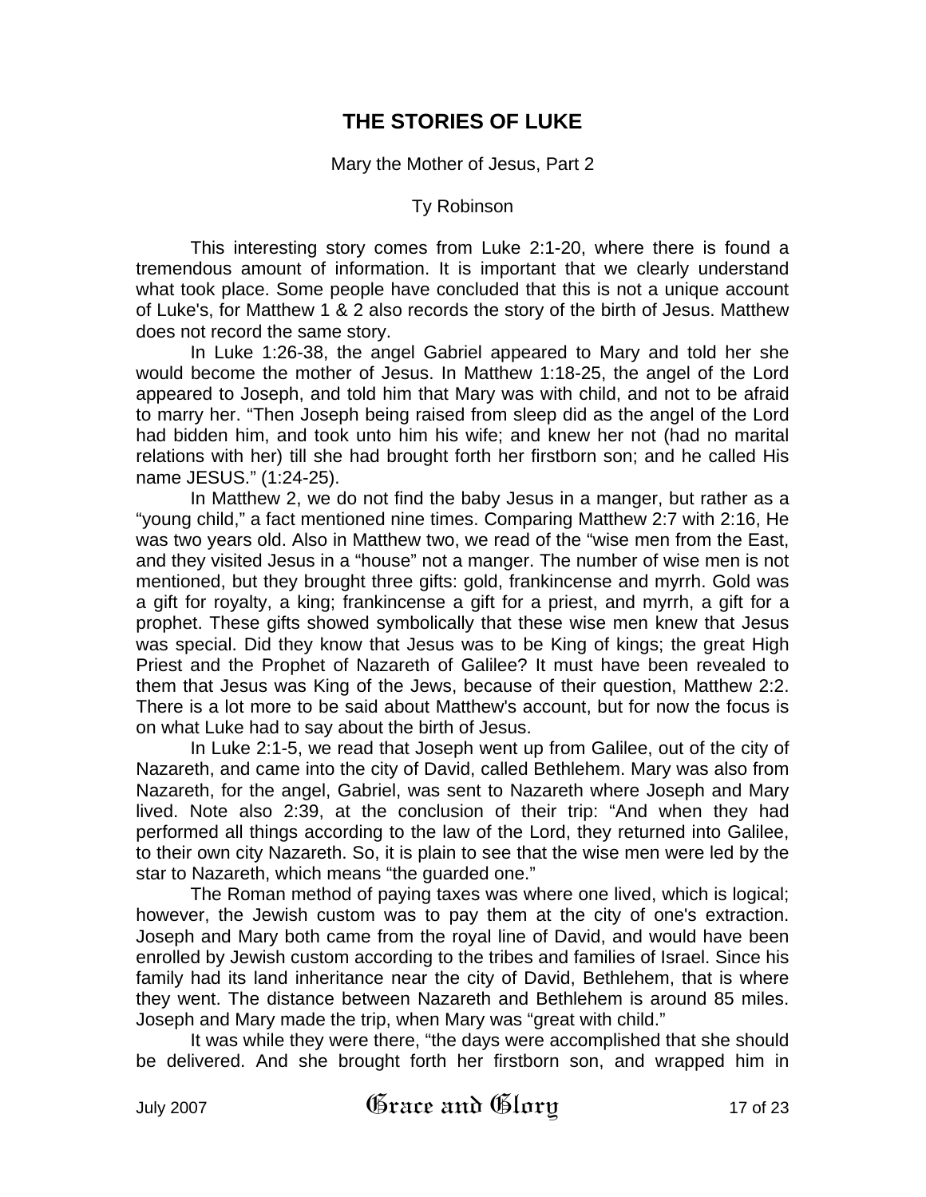# THE STORIES OF LUKE

Mary the Mother of Jesus, Part 2

Ty Robinson

This interesting story comes from Luke 2:1-20, where there is found a tremendous amount of information. It is important that we clearly understand what took place. Some people have concluded that this is not a unique account of Luke's, for Matthew 1 & 2 also records the story of the birth of Jesus. Matthew does not record the same story.

In Luke 1:26-38, the angel Gabriel appeared to Mary and told her she would become the mother of Jesus. In Matthew 1:18-25, the angel of the Lord appeared to Joseph, and told him that Mary was with child, and not to be afraid to marry her. "Then Joseph being raised from sleep did as the angel of the Lord had bidden him, and took unto him his wife; and knew her not (had no marital relations with her) till she had brought forth her firstborn son; and he called His name JESUS." (1:24-25).

In Matthew 2, we do not find the baby Jesus in a manger, but rather as a "young child," a fact mentioned nine times. Comparing Matthew 2:7 with 2:16, He was two years old. Also in Matthew two, we read of the "wise men from the East, and they visited Jesus in a "house" not a manger. The number of wise men is not mentioned, but they brought three gifts: gold, frankincense and myrrh. Gold was a gift for royalty, a king; frankincense a gift for a priest, and myrrh, a gift for a prophet. These gifts showed symbolically that these wise men knew that Jesus was special. Did they know that Jesus was to be King of kings; the great High Priest and the Prophet of Nazareth of Galilee? It must have been revealed to them that Jesus was King of the Jews, because of their question, Matthew 2:2. There is a lot more to be said about Matthew's account, but for now the focus is on what Luke had to say about the birth of Jesus.

In Luke 2:1-5, we read that Joseph went up from Galilee, out of the city of Nazareth, and came into the city of David, called Bethlehem. Mary was also from Nazareth, for the angel, Gabriel, was sent to Nazareth where Joseph and Mary lived. Note also 2:39, at the conclusion of their trip: "And when they had performed all things according to the law of the Lord, they returned into Galilee, to their own city Nazareth. So, it is plain to see that the wise men were led by the star to Nazareth, which means "the guarded one."

The Roman method of paying taxes was where one lived, which is logical; however, the Jewish custom was to pay them at the city of one's extraction. Joseph and Mary both came from the royal line of David, and would have been enrolled by Jewish custom according to the tribes and families of Israel. Since his family had its land inheritance near the city of David, Bethlehem, that is where they went. The distance between Nazareth and Bethlehem is around 85 miles. Joseph and Mary made the trip, when Mary was "great with child."

It was while they were there, "the days were accomplished that she should be delivered. And she brought forth her firstborn son, and wrapped him in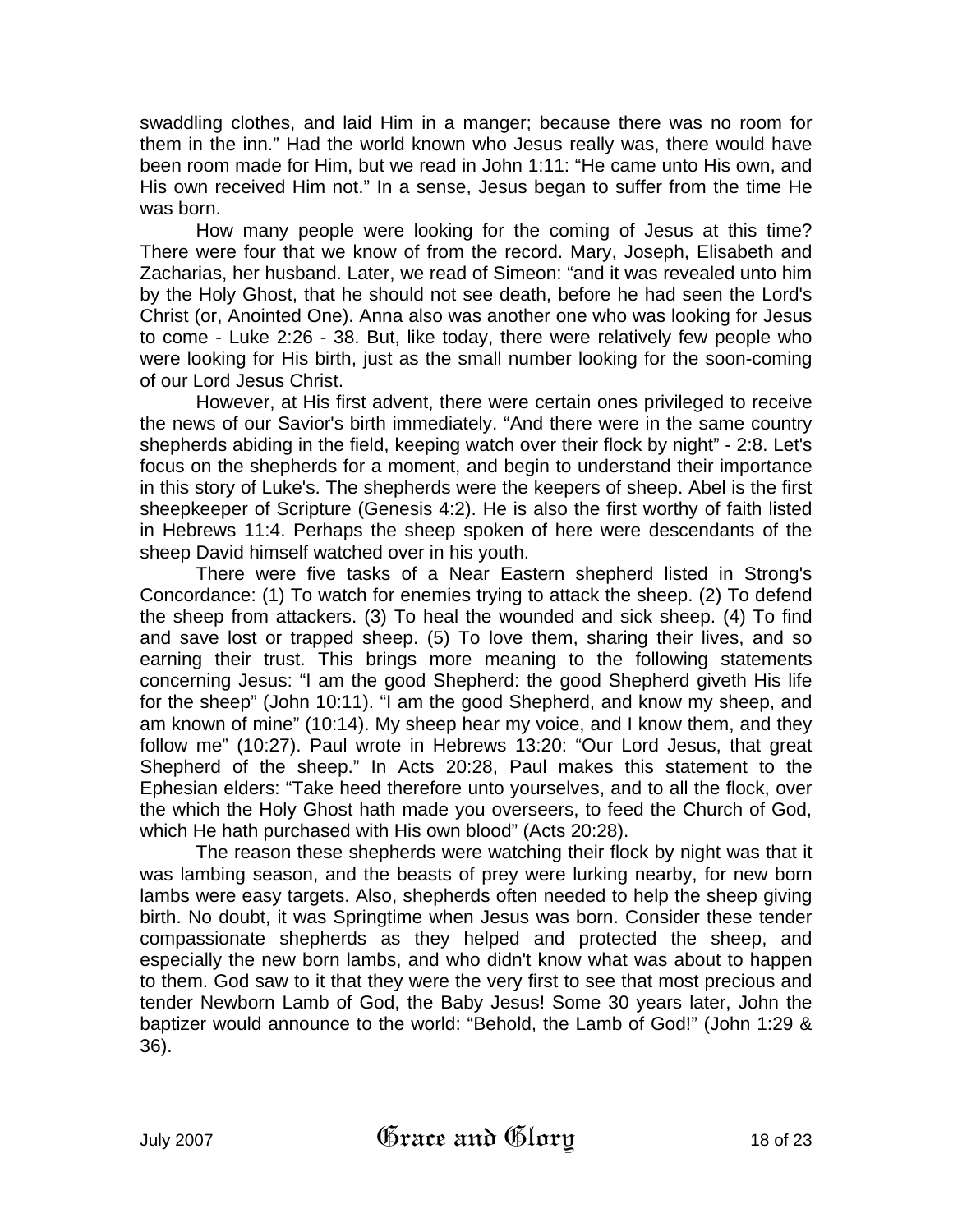swaddling clothes, and laid Him in a manger; because there was no room for them in the inn." Had the world known who Jesus really was, there would have been room made for Him, but we read in John 1:11: "He came unto His own, and His own received Him not." In a sense, Jesus began to suffer from the time He was born.

How many people were looking for the coming of Jesus at this time? There were four that we know of from the record. Mary, Joseph, Elisabeth and Zacharias, her husband. Later, we read of Simeon: "and it was revealed unto him by the Holy Ghost, that he should not see death, before he had seen the Lord's Christ (or, Anointed One). Anna also was another one who was looking for Jesus to come - Luke 2:26 - 38. But, like today, there were relatively few people who were looking for His birth, just as the small number looking for the soon-coming of our Lord Jesus Christ.

However, at His first advent, there were certain ones privileged to receive the news of our Savior's birth immediately. "And there were in the same country shepherds abiding in the field, keeping watch over their flock by night" - 2:8. Let's focus on the shepherds for a moment, and begin to understand their importance in this story of Luke's. The shepherds were the keepers of sheep. Abel is the first sheepkeeper of Scripture (Genesis 4:2). He is also the first worthy of faith listed in Hebrews 11:4. Perhaps the sheep spoken of here were descendants of the sheep David himself watched over in his youth.

There were five tasks of a Near Eastern shepherd listed in Strong's Concordance: (1) To watch for enemies trying to attack the sheep. (2) To defend the sheep from attackers. (3) To heal the wounded and sick sheep. (4) To find and save lost or trapped sheep. (5) To love them, sharing their lives, and so earning their trust. This brings more meaning to the following statements concerning Jesus: "I am the good Shepherd: the good Shepherd giveth His life for the sheep" (John 10:11). "I am the good Shepherd, and know my sheep, and am known of mine" (10:14). My sheep hear my voice, and I know them, and they follow me" (10:27). Paul wrote in Hebrews 13:20: "Our Lord Jesus, that great Shepherd of the sheep." In Acts 20:28, Paul makes this statement to the Ephesian elders: "Take heed therefore unto yourselves, and to all the flock, over the which the Holy Ghost hath made you overseers, to feed the Church of God, which He hath purchased with His own blood" (Acts 20:28).

The reason these shepherds were watching their flock by night was that it was lambing season, and the beasts of prey were lurking nearby, for new born lambs were easy targets. Also, shepherds often needed to help the sheep giving birth. No doubt, it was Springtime when Jesus was born. Consider these tender compassionate shepherds as they helped and protected the sheep, and especially the new born lambs, and who didn't know what was about to happen to them. God saw to it that they were the very first to see that most precious and tender Newborn Lamb of God, the Baby Jesus! Some 30 years later, John the baptizer would announce to the world: "Behold, the Lamb of God!" (John 1:29 & 36).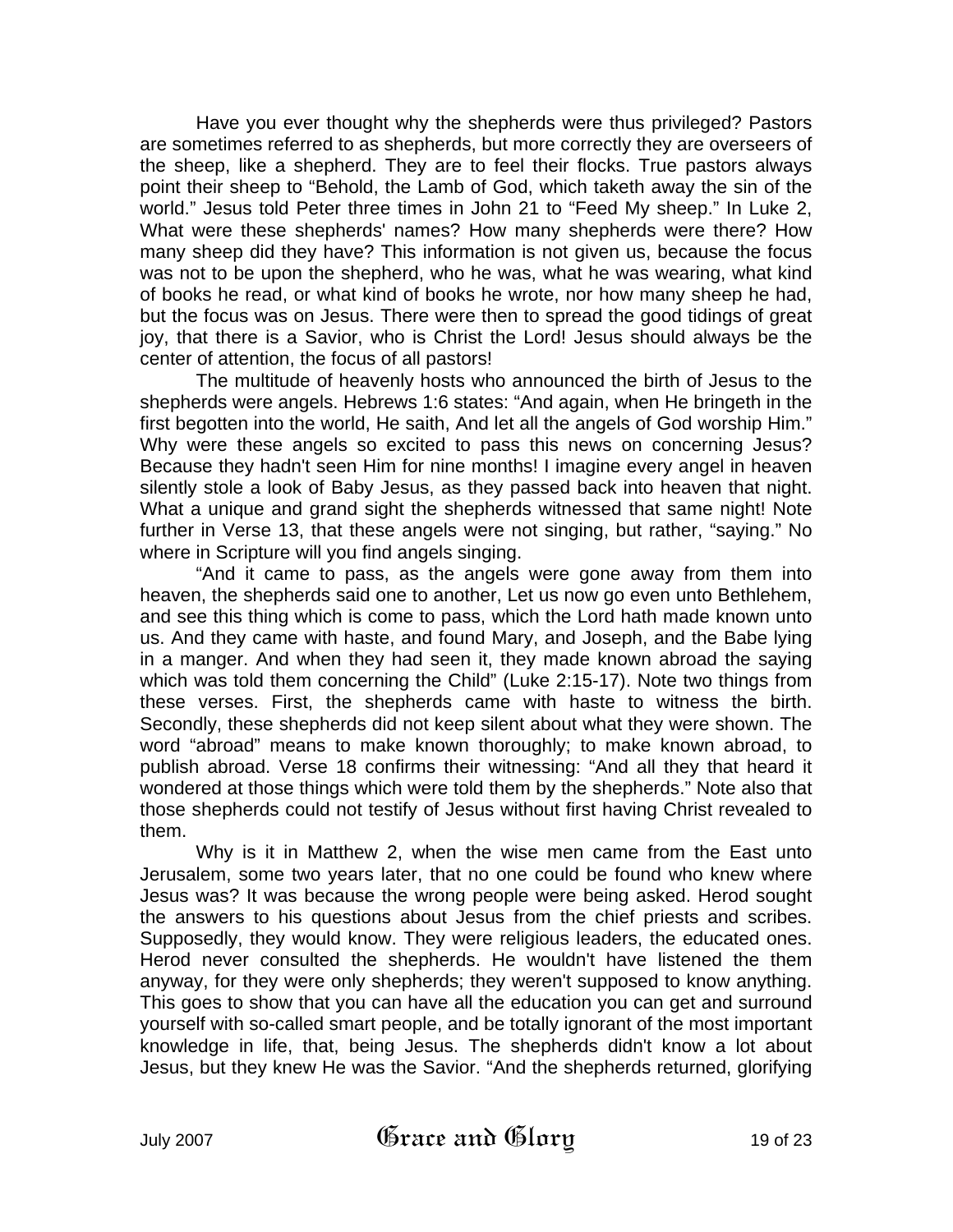Have you ever thought why the shepherds were thus privileged? Pastors are sometimes referred to as shepherds, but more correctly they are overseers of the sheep, like a shepherd. They are to feel their flocks. True pastors always point their sheep to "Behold, the Lamb of God, which taketh away the sin of the world." Jesus told Peter three times in John 21 to "Feed My sheep." In Luke 2, What were these shepherds' names? How many shepherds were there? How many sheep did they have? This information is not given us, because the focus was not to be upon the shepherd, who he was, what he was wearing, what kind of books he read, or what kind of books he wrote, nor how many sheep he had, but the focus was on Jesus. There were then to spread the good tidings of great joy, that there is a Savior, who is Christ the Lord! Jesus should always be the center of attention, the focus of all pastors!

The multitude of heavenly hosts who announced the birth of Jesus to the shepherds were angels. Hebrews 1:6 states: "And again, when He bringeth in the first begotten into the world, He saith, And let all the angels of God worship Him." Why were these angels so excited to pass this news on concerning Jesus? Because they hadn't seen Him for nine months! I imagine every angel in heaven silently stole a look of Baby Jesus, as they passed back into heaven that night. What a unique and grand sight the shepherds witnessed that same night! Note further in Verse 13, that these angels were not singing, but rather, "saying." No where in Scripture will you find angels singing.

"And it came to pass, as the angels were gone away from them into heaven, the shepherds said one to another, Let us now go even unto Bethlehem, and see this thing which is come to pass, which the Lord hath made known unto us. And they came with haste, and found Mary, and Joseph, and the Babe lying in a manger. And when they had seen it, they made known abroad the saying which was told them concerning the Child" (Luke 2:15-17). Note two things from these verses. First, the shepherds came with haste to witness the birth. Secondly, these shepherds did not keep silent about what they were shown. The word "abroad" means to make known thoroughly; to make known abroad, to publish abroad. Verse 18 confirms their witnessing: "And all they that heard it wondered at those things which were told them by the shepherds." Note also that those shepherds could not testify of Jesus without first having Christ revealed to them.

Why is it in Matthew 2, when the wise men came from the East unto Jerusalem, some two years later, that no one could be found who knew where Jesus was? It was because the wrong people were being asked. Herod sought the answers to his questions about Jesus from the chief priests and scribes. Supposedly, they would know. They were religious leaders, the educated ones. Herod never consulted the shepherds. He wouldn't have listened the them anyway, for they were only shepherds; they weren't supposed to know anything. This goes to show that you can have all the education you can get and surround yourself with so-called smart people, and be totally ignorant of the most important knowledge in life, that, being Jesus. The shepherds didn't know a lot about Jesus, but they knew He was the Savior. "And the shepherds returned, glorifying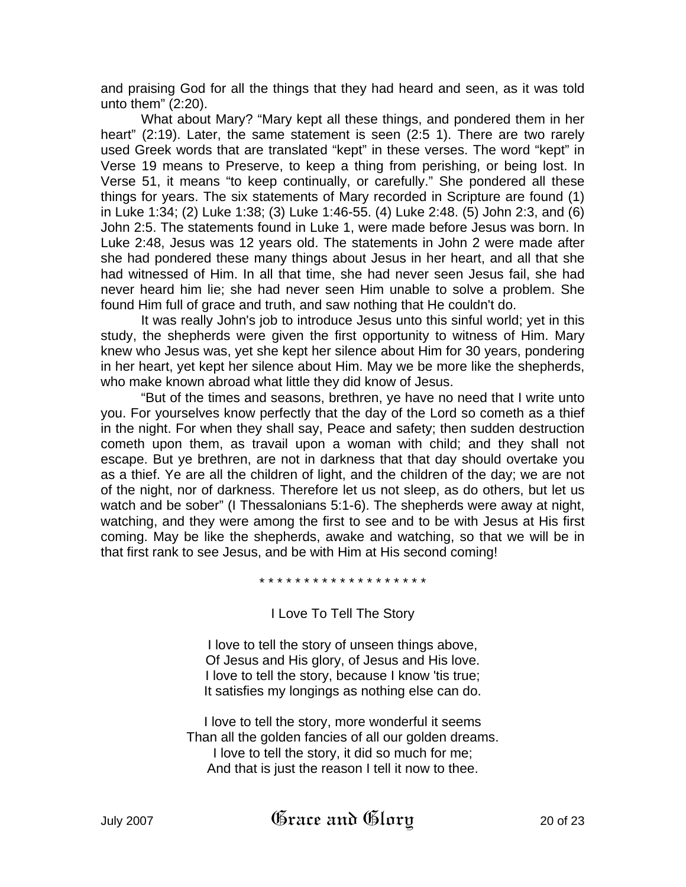and praising God for all the things that they had heard and seen, as it was told unto them" (2:20).

What about Mary? "Mary kept all these things, and pondered them in her heart" (2:19). Later, the same statement is seen (2:5 1). There are two rarely used Greek words that are translated "kept" in these verses. The word "kept" in Verse 19 means to Preserve, to keep a thing from perishing, or being lost. In Verse 51, it means "to keep continually, or carefully." She pondered all these things for years. The six statements of Mary recorded in Scripture are found (1) in Luke 1:34; (2) Luke 1:38; (3) Luke 1:46-55. (4) Luke 2:48. (5) John 2:3, and (6) John 2:5. The statements found in Luke 1, were made before Jesus was born. In Luke 2:48, Jesus was 12 years old. The statements in John 2 were made after she had pondered these many things about Jesus in her heart, and all that she had witnessed of Him. In all that time, she had never seen Jesus fail, she had never heard him lie; she had never seen Him unable to solve a problem. She found Him full of grace and truth, and saw nothing that He couldn't do.

It was really John's job to introduce Jesus unto this sinful world; yet in this study, the shepherds were given the first opportunity to witness of Him. Mary knew who Jesus was, yet she kept her silence about Him for 30 years, pondering in her heart, yet kept her silence about Him. May we be more like the shepherds, who make known abroad what little they did know of Jesus.

"But of the times and seasons, brethren, ye have no need that I write unto you. For yourselves know perfectly that the day of the Lord so cometh as a thief in the night. For when they shall say, Peace and safety; then sudden destruction cometh upon them, as travail upon a woman with child; and they shall not escape. But ye brethren, are not in darkness that that day should overtake you as a thief. Ye are all the children of light, and the children of the day; we are not of the night, nor of darkness. Therefore let us not sleep, as do others, but let us watch and be sober" (I Thessalonians 5:1-6). The shepherds were away at night, watching, and they were among the first to see and to be with Jesus at His first coming. May be like the shepherds, awake and watching, so that we will be in that first rank to see Jesus, and be with Him at His second coming!

* * * * * * * * * * * * * * * * * * *

I Love To Tell The Story

I love to tell the story of unseen things above,
Of Jesus and His glory, of Jesus and His love.
I love to tell the story, because I know 'tis true;
It satisfies my longings as nothing else can do.

I love to tell the story, more wonderful it seems
Than all the golden fancies of all our golden dreams.
I love to tell the story, it did so much for me;
And that is just the reason I tell it now to thee.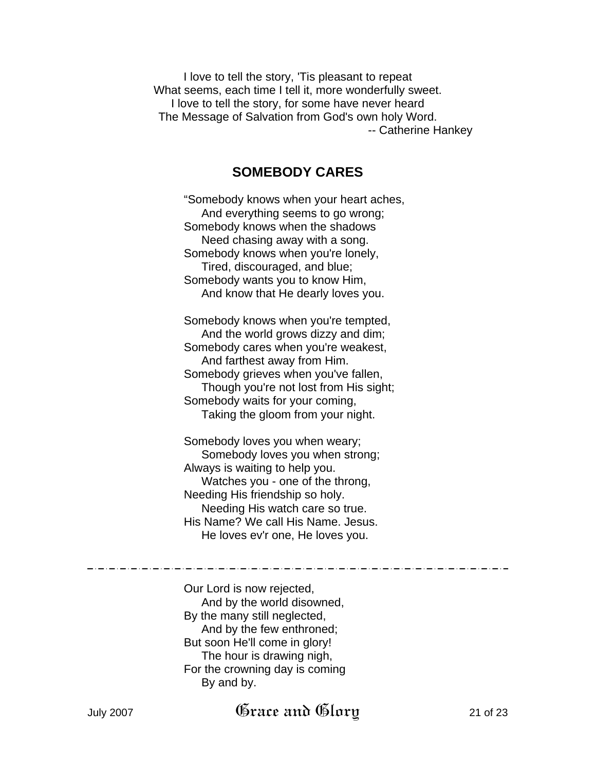I love to tell the story, 'Tis pleasant to repeat
What seems, each time I tell it, more wonderfully sweet.
I love to tell the story, for some have never heard
The Message of Salvation from God's own holy Word.

-- Catherine Hankey

## SOMEBODY CARES

"Somebody knows when your heart aches,
    And everything seems to go wrong;
Somebody knows when the shadows
    Need chasing away with a song.
Somebody knows when you're lonely,
    Tired, discouraged, and blue;
Somebody wants you to know Him,
    And know that He dearly loves you.

Somebody knows when you're tempted,
    And the world grows dizzy and dim;
Somebody cares when you're weakest,
    And farthest away from Him.
Somebody grieves when you've fallen,
    Though you're not lost from His sight;
Somebody waits for your coming,
    Taking the gloom from your night.

Somebody loves you when weary;
    Somebody loves you when strong;
Always is waiting to help you.
    Watches you - one of the throng,
Needing His friendship so holy.
    Needing His watch care so true.
His Name? We call His Name. Jesus.
    He loves ev'r one, He loves you.

---

Our Lord is now rejected,
    And by the world disowned,
By the many still neglected,
    And by the few enthroned;
But soon He'll come in glory!
    The hour is drawing nigh,
For the crowning day is coming
    By and by.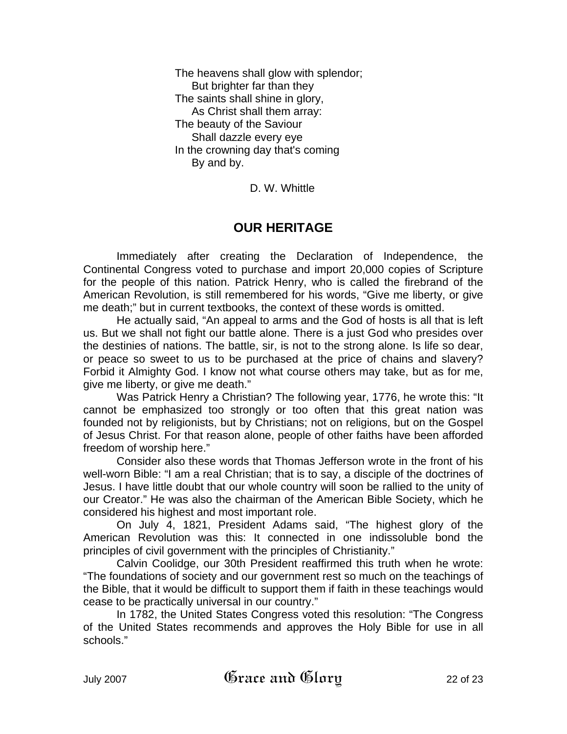The heavens shall glow with splendor;
    But brighter far than they
The saints shall shine in glory,
    As Christ shall them array:
The beauty of the Saviour
    Shall dazzle every eye
In the crowning day that's coming
    By and by.

D. W. Whittle

## OUR HERITAGE

Immediately after creating the Declaration of Independence, the Continental Congress voted to purchase and import 20,000 copies of Scripture for the people of this nation. Patrick Henry, who is called the firebrand of the American Revolution, is still remembered for his words, "Give me liberty, or give me death;" but in current textbooks, the context of these words is omitted.

He actually said, "An appeal to arms and the God of hosts is all that is left us. But we shall not fight our battle alone. There is a just God who presides over the destinies of nations. The battle, sir, is not to the strong alone. Is life so dear, or peace so sweet to us to be purchased at the price of chains and slavery? Forbid it Almighty God. I know not what course others may take, but as for me, give me liberty, or give me death."

Was Patrick Henry a Christian? The following year, 1776, he wrote this: "It cannot be emphasized too strongly or too often that this great nation was founded not by religionists, but by Christians; not on religions, but on the Gospel of Jesus Christ. For that reason alone, people of other faiths have been afforded freedom of worship here."

Consider also these words that Thomas Jefferson wrote in the front of his well-worn Bible: "I am a real Christian; that is to say, a disciple of the doctrines of Jesus. I have little doubt that our whole country will soon be rallied to the unity of our Creator." He was also the chairman of the American Bible Society, which he considered his highest and most important role.

On July 4, 1821, President Adams said, "The highest glory of the American Revolution was this: It connected in one indissoluble bond the principles of civil government with the principles of Christianity."

Calvin Coolidge, our 30th President reaffirmed this truth when he wrote: "The foundations of society and our government rest so much on the teachings of the Bible, that it would be difficult to support them if faith in these teachings would cease to be practically universal in our country."

In 1782, the United States Congress voted this resolution: "The Congress of the United States recommends and approves the Holy Bible for use in all schools."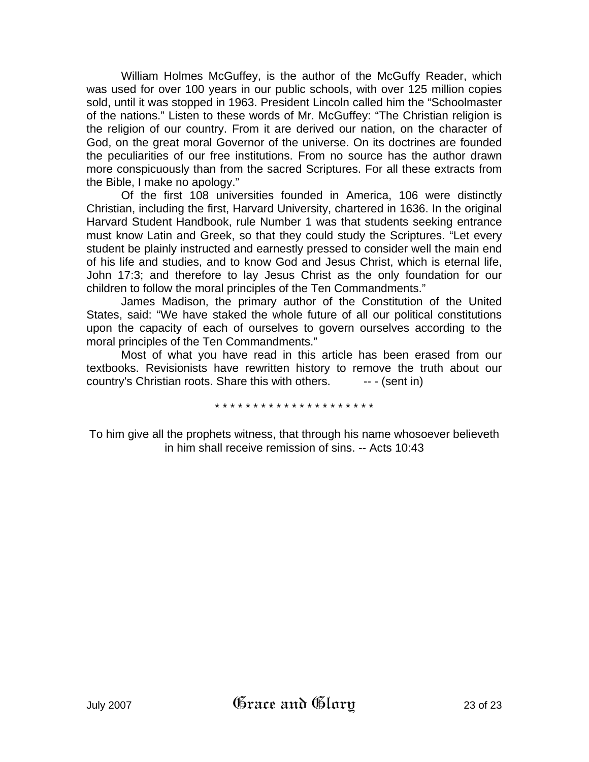William Holmes McGuffey, is the author of the McGuffy Reader, which was used for over 100 years in our public schools, with over 125 million copies sold, until it was stopped in 1963. President Lincoln called him the “Schoolmaster of the nations.” Listen to these words of Mr. McGuffey: “The Christian religion is the religion of our country. From it are derived our nation, on the character of God, on the great moral Governor of the universe. On its doctrines are founded the peculiarities of our free institutions. From no source has the author drawn more conspicuously than from the sacred Scriptures. For all these extracts from the Bible, I make no apology.”

Of the first 108 universities founded in America, 106 were distinctly Christian, including the first, Harvard University, chartered in 1636. In the original Harvard Student Handbook, rule Number 1 was that students seeking entrance must know Latin and Greek, so that they could study the Scriptures. “Let every student be plainly instructed and earnestly pressed to consider well the main end of his life and studies, and to know God and Jesus Christ, which is eternal life, John 17:3; and therefore to lay Jesus Christ as the only foundation for our children to follow the moral principles of the Ten Commandments.”

James Madison, the primary author of the Constitution of the United States, said: “We have staked the whole future of all our political constitutions upon the capacity of each of ourselves to govern ourselves according to the moral principles of the Ten Commandments.”

Most of what you have read in this article has been erased from our textbooks. Revisionists have rewritten history to remove the truth about our country's Christian roots. Share this with others. -- - (sent in)

* * * * * * * * * * * * * * * * * * * * *

To him give all the prophets witness, that through his name whosoever believeth in him shall receive remission of sins. -- Acts 10:43